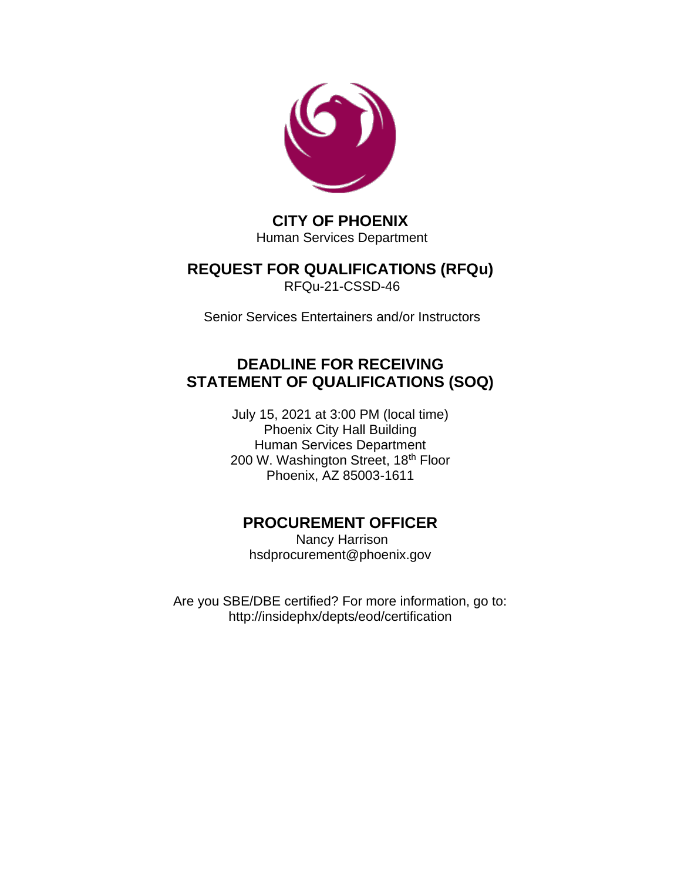# CITY OF PHOENIX

Human Services Department

# REQUEST FOR QUALIFICATIONS (RFQu)

RFQu-21-CSSD-46

Senior Services Entertainers and/or Instructors

## DEADLINE FOR RECEIVING STATEMENT OF QUALIFICATIONS (SOQ)

July 15, 2021 at 3:00 PM (local time)
Phoenix City Hall Building
Human Services Department
200 W. Washington Street, 18th Floor
Phoenix, AZ 85003-1611

## PROCUREMENT OFFICER

Nancy Harrison
hsdprocurement@phoenix.gov

Are you SBE/DBE certified? For more information, go to:
http://insidephx/depts/eod/certification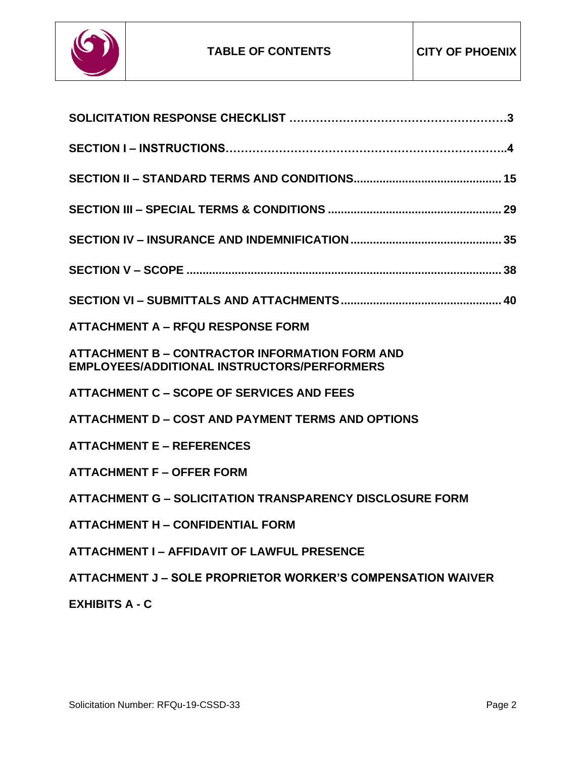# TABLE OF CONTENTS

**CITY OF PHOENIX**

**SOLICITATION RESPONSE CHECKLIST ………………………………………………3**

**SECTION I – INSTRUCTIONS…………………………………………………………..4**

**SECTION II – STANDARD TERMS AND CONDITIONS............................................. 15**

**SECTION III – SPECIAL TERMS & CONDITIONS ..................................................... 29**

**SECTION IV – INSURANCE AND INDEMNIFICATION .............................................. 35**

**SECTION V – SCOPE ................................................................................................. 38**

**SECTION VI – SUBMITTALS AND ATTACHMENTS ................................................. 40**

**ATTACHMENT A – RFQU RESPONSE FORM**

**ATTACHMENT B – CONTRACTOR INFORMATION FORM AND EMPLOYEES/ADDITIONAL INSTRUCTORS/PERFORMERS**

**ATTACHMENT C – SCOPE OF SERVICES AND FEES**

**ATTACHMENT D – COST AND PAYMENT TERMS AND OPTIONS**

**ATTACHMENT E – REFERENCES**

**ATTACHMENT F – OFFER FORM**

**ATTACHMENT G – SOLICITATION TRANSPARENCY DISCLOSURE FORM**

**ATTACHMENT H – CONFIDENTIAL FORM**

**ATTACHMENT I – AFFIDAVIT OF LAWFUL PRESENCE**

**ATTACHMENT J – SOLE PROPRIETOR WORKER'S COMPENSATION WAIVER**

**EXHIBITS A - C**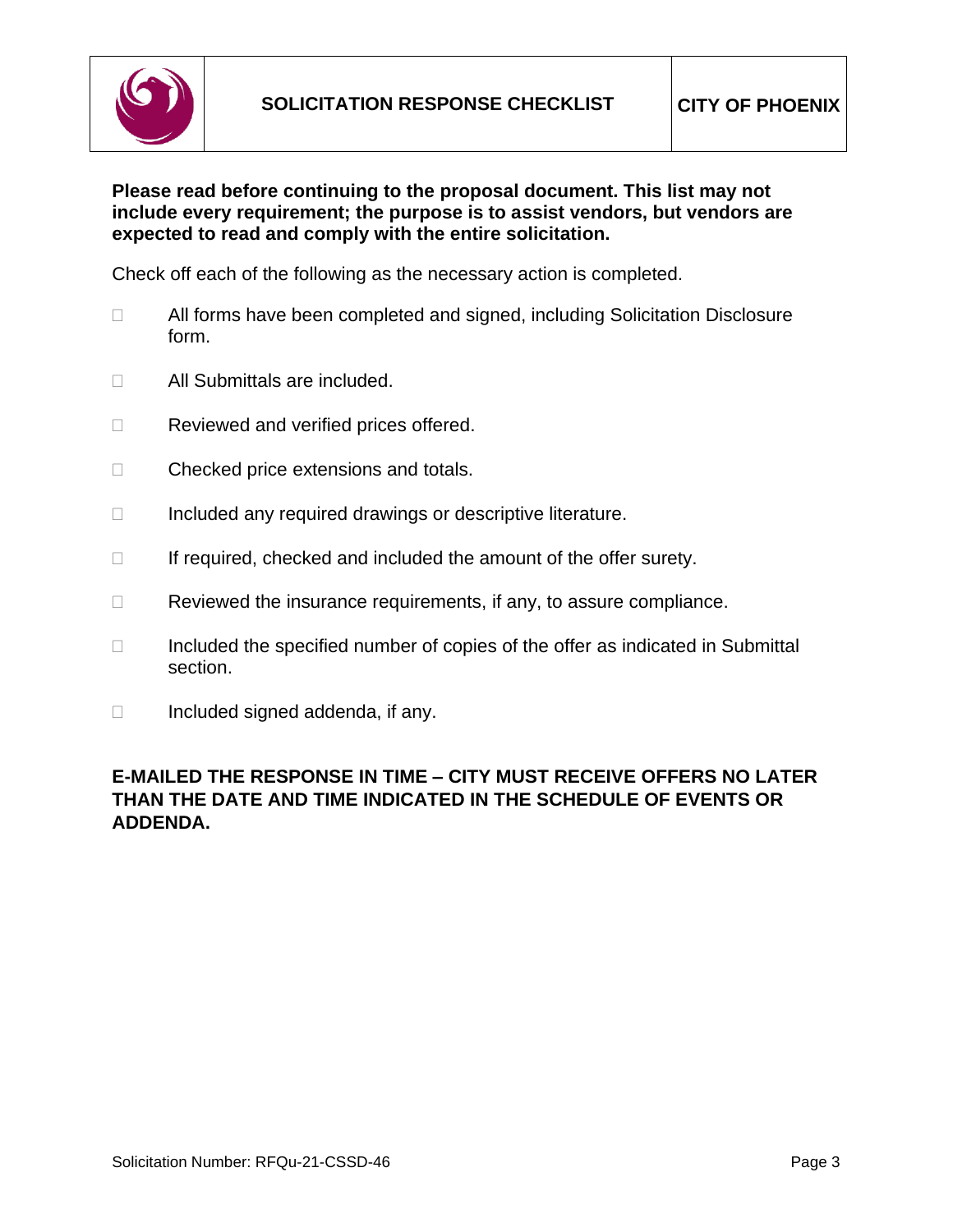| | SOLICITATION RESPONSE CHECKLIST | CITY OF PHOENIX |
|---|---|---|

**Please read before continuing to the proposal document. This list may not include every requirement; the purpose is to assist vendors, but vendors are expected to read and comply with the entire solicitation.**

Check off each of the following as the necessary action is completed.

- ☐ All forms have been completed and signed, including Solicitation Disclosure form.
- ☐ All Submittals are included.
- ☐ Reviewed and verified prices offered.
- ☐ Checked price extensions and totals.
- ☐ Included any required drawings or descriptive literature.
- ☐ If required, checked and included the amount of the offer surety.
- ☐ Reviewed the insurance requirements, if any, to assure compliance.
- ☐ Included the specified number of copies of the offer as indicated in Submittal section.
- ☐ Included signed addenda, if any.

**E-MAILED THE RESPONSE IN TIME – CITY MUST RECEIVE OFFERS NO LATER THAN THE DATE AND TIME INDICATED IN THE SCHEDULE OF EVENTS OR ADDENDA.**

Solicitation Number: RFQu-21-CSSD-46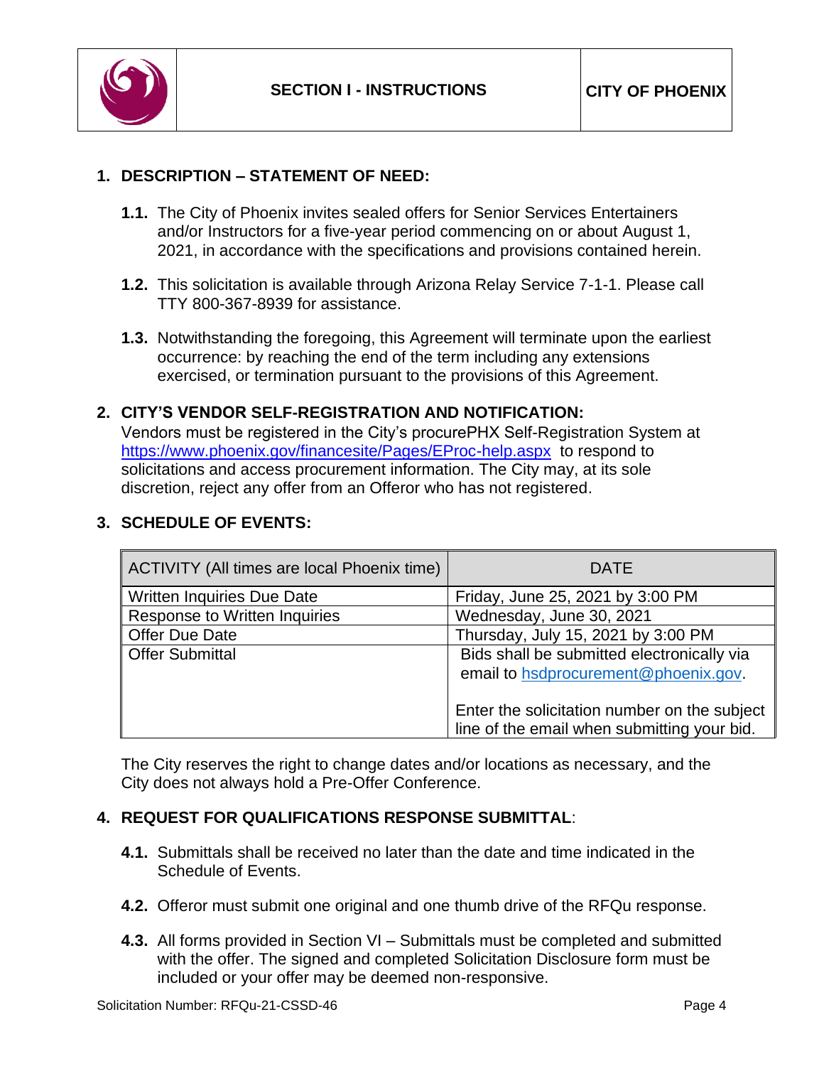# SECTION I - INSTRUCTIONS

**CITY OF PHOENIX**

## 1. DESCRIPTION – STATEMENT OF NEED:

**1.1.** The City of Phoenix invites sealed offers for Senior Services Entertainers and/or Instructors for a five-year period commencing on or about August 1, 2021, in accordance with the specifications and provisions contained herein.

**1.2.** This solicitation is available through Arizona Relay Service 7-1-1. Please call TTY 800-367-8939 for assistance.

**1.3.** Notwithstanding the foregoing, this Agreement will terminate upon the earliest occurrence: by reaching the end of the term including any extensions exercised, or termination pursuant to the provisions of this Agreement.

## 2. CITY'S VENDOR SELF-REGISTRATION AND NOTIFICATION:

Vendors must be registered in the City's procurePHX Self-Registration System at https://www.phoenix.gov/financesite/Pages/EProc-help.aspx to respond to solicitations and access procurement information. The City may, at its sole discretion, reject any offer from an Offeror who has not registered.

## 3. SCHEDULE OF EVENTS:

| ACTIVITY (All times are local Phoenix time) | DATE |
|---|---|
| Written Inquiries Due Date | Friday, June 25, 2021 by 3:00 PM |
| Response to Written Inquiries | Wednesday, June 30, 2021 |
| Offer Due Date | Thursday, July 15, 2021 by 3:00 PM |
| Offer Submittal | Bids shall be submitted electronically via email to hsdprocurement@phoenix.gov.<br><br>Enter the solicitation number on the subject line of the email when submitting your bid. |

The City reserves the right to change dates and/or locations as necessary, and the City does not always hold a Pre-Offer Conference.

## 4. REQUEST FOR QUALIFICATIONS RESPONSE SUBMITTAL:

**4.1.** Submittals shall be received no later than the date and time indicated in the Schedule of Events.

**4.2.** Offeror must submit one original and one thumb drive of the RFQu response.

**4.3.** All forms provided in Section VI – Submittals must be completed and submitted with the offer. The signed and completed Solicitation Disclosure form must be included or your offer may be deemed non-responsive.

Solicitation Number: RFQu-21-CSSD-46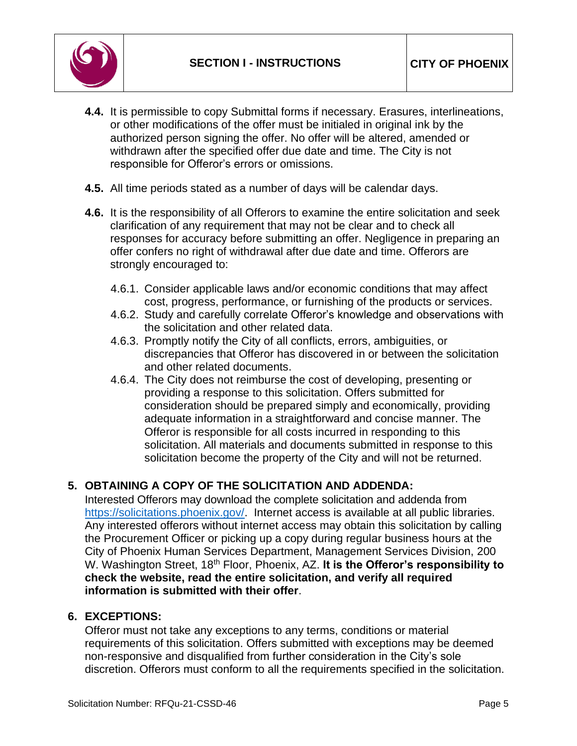**4.4.** It is permissible to copy Submittal forms if necessary. Erasures, interlineations, or other modifications of the offer must be initialed in original ink by the authorized person signing the offer. No offer will be altered, amended or withdrawn after the specified offer due date and time. The City is not responsible for Offeror's errors or omissions.

**4.5.** All time periods stated as a number of days will be calendar days.

**4.6.** It is the responsibility of all Offerors to examine the entire solicitation and seek clarification of any requirement that may not be clear and to check all responses for accuracy before submitting an offer. Negligence in preparing an offer confers no right of withdrawal after due date and time. Offerors are strongly encouraged to:

4.6.1. Consider applicable laws and/or economic conditions that may affect cost, progress, performance, or furnishing of the products or services.

4.6.2. Study and carefully correlate Offeror's knowledge and observations with the solicitation and other related data.

4.6.3. Promptly notify the City of all conflicts, errors, ambiguities, or discrepancies that Offeror has discovered in or between the solicitation and other related documents.

4.6.4. The City does not reimburse the cost of developing, presenting or providing a response to this solicitation. Offers submitted for consideration should be prepared simply and economically, providing adequate information in a straightforward and concise manner. The Offeror is responsible for all costs incurred in responding to this solicitation. All materials and documents submitted in response to this solicitation become the property of the City and will not be returned.

## 5. OBTAINING A COPY OF THE SOLICITATION AND ADDENDA:

Interested Offerors may download the complete solicitation and addenda from https://solicitations.phoenix.gov/. Internet access is available at all public libraries. Any interested offerors without internet access may obtain this solicitation by calling the Procurement Officer or picking up a copy during regular business hours at the City of Phoenix Human Services Department, Management Services Division, 200 W. Washington Street, 18th Floor, Phoenix, AZ. **It is the Offeror's responsibility to check the website, read the entire solicitation, and verify all required information is submitted with their offer**.

## 6. EXCEPTIONS:

Offeror must not take any exceptions to any terms, conditions or material requirements of this solicitation. Offers submitted with exceptions may be deemed non-responsive and disqualified from further consideration in the City's sole discretion. Offerors must conform to all the requirements specified in the solicitation.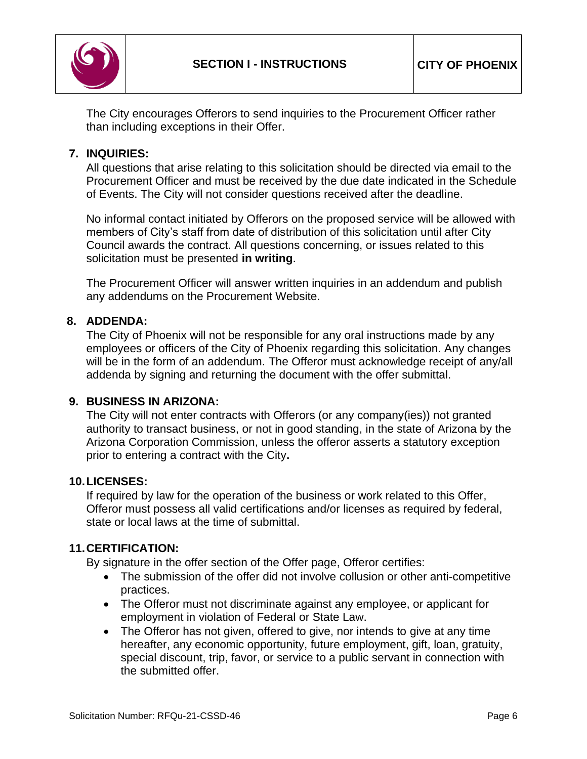The City encourages Offerors to send inquiries to the Procurement Officer rather than including exceptions in their Offer.

**7. INQUIRIES:**

All questions that arise relating to this solicitation should be directed via email to the Procurement Officer and must be received by the due date indicated in the Schedule of Events. The City will not consider questions received after the deadline.

No informal contact initiated by Offerors on the proposed service will be allowed with members of City's staff from date of distribution of this solicitation until after City Council awards the contract. All questions concerning, or issues related to this solicitation must be presented **in writing**.

The Procurement Officer will answer written inquiries in an addendum and publish any addendums on the Procurement Website.

**8. ADDENDA:**

The City of Phoenix will not be responsible for any oral instructions made by any employees or officers of the City of Phoenix regarding this solicitation. Any changes will be in the form of an addendum. The Offeror must acknowledge receipt of any/all addenda by signing and returning the document with the offer submittal.

**9. BUSINESS IN ARIZONA:**

The City will not enter contracts with Offerors (or any company(ies)) not granted authority to transact business, or not in good standing, in the state of Arizona by the Arizona Corporation Commission, unless the offeror asserts a statutory exception prior to entering a contract with the City**.**

**10. LICENSES:**

If required by law for the operation of the business or work related to this Offer, Offeror must possess all valid certifications and/or licenses as required by federal, state or local laws at the time of submittal.

**11. CERTIFICATION:**

By signature in the offer section of the Offer page, Offeror certifies:

- The submission of the offer did not involve collusion or other anti-competitive practices.
- The Offeror must not discriminate against any employee, or applicant for employment in violation of Federal or State Law.
- The Offeror has not given, offered to give, nor intends to give at any time hereafter, any economic opportunity, future employment, gift, loan, gratuity, special discount, trip, favor, or service to a public servant in connection with the submitted offer.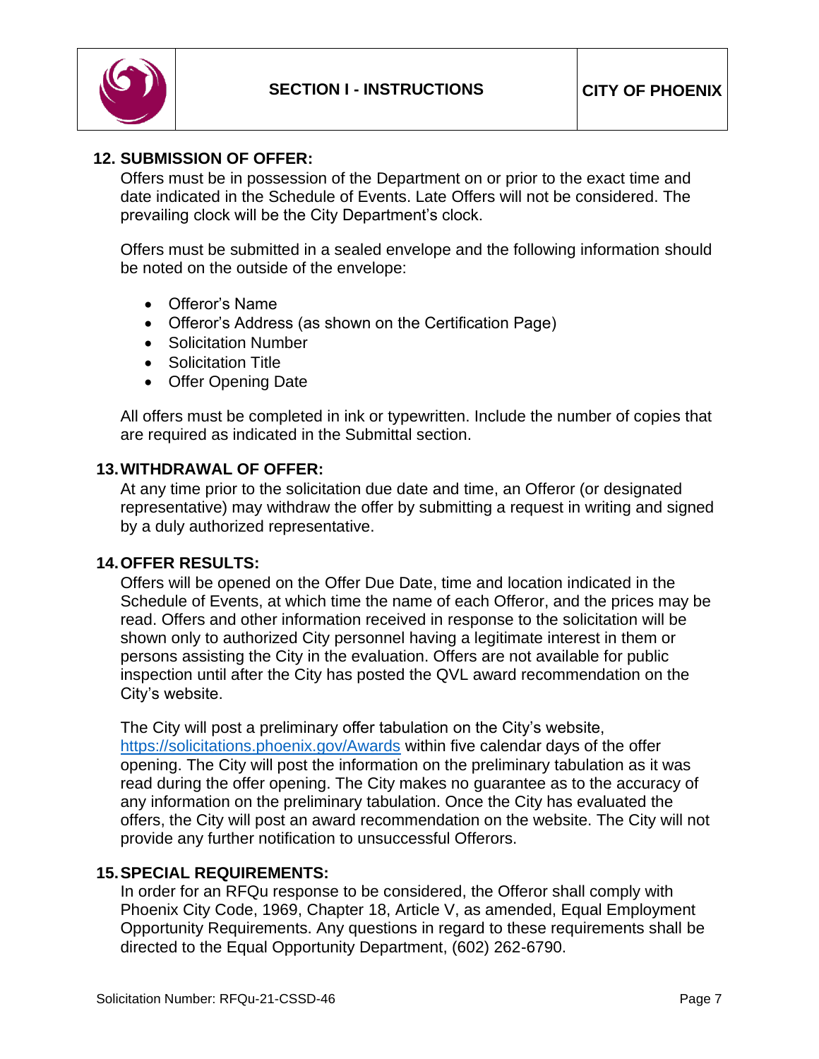## 12. SUBMISSION OF OFFER:

Offers must be in possession of the Department on or prior to the exact time and date indicated in the Schedule of Events. Late Offers will not be considered. The prevailing clock will be the City Department's clock.

Offers must be submitted in a sealed envelope and the following information should be noted on the outside of the envelope:

- Offeror's Name
- Offeror's Address (as shown on the Certification Page)
- Solicitation Number
- Solicitation Title
- Offer Opening Date

All offers must be completed in ink or typewritten. Include the number of copies that are required as indicated in the Submittal section.

## 13. WITHDRAWAL OF OFFER:

At any time prior to the solicitation due date and time, an Offeror (or designated representative) may withdraw the offer by submitting a request in writing and signed by a duly authorized representative.

## 14. OFFER RESULTS:

Offers will be opened on the Offer Due Date, time and location indicated in the Schedule of Events, at which time the name of each Offeror, and the prices may be read. Offers and other information received in response to the solicitation will be shown only to authorized City personnel having a legitimate interest in them or persons assisting the City in the evaluation. Offers are not available for public inspection until after the City has posted the QVL award recommendation on the City's website.

The City will post a preliminary offer tabulation on the City's website, https://solicitations.phoenix.gov/Awards within five calendar days of the offer opening. The City will post the information on the preliminary tabulation as it was read during the offer opening. The City makes no guarantee as to the accuracy of any information on the preliminary tabulation. Once the City has evaluated the offers, the City will post an award recommendation on the website. The City will not provide any further notification to unsuccessful Offerors.

## 15. SPECIAL REQUIREMENTS:

In order for an RFQu response to be considered, the Offeror shall comply with Phoenix City Code, 1969, Chapter 18, Article V, as amended, Equal Employment Opportunity Requirements. Any questions in regard to these requirements shall be directed to the Equal Opportunity Department, (602) 262-6790.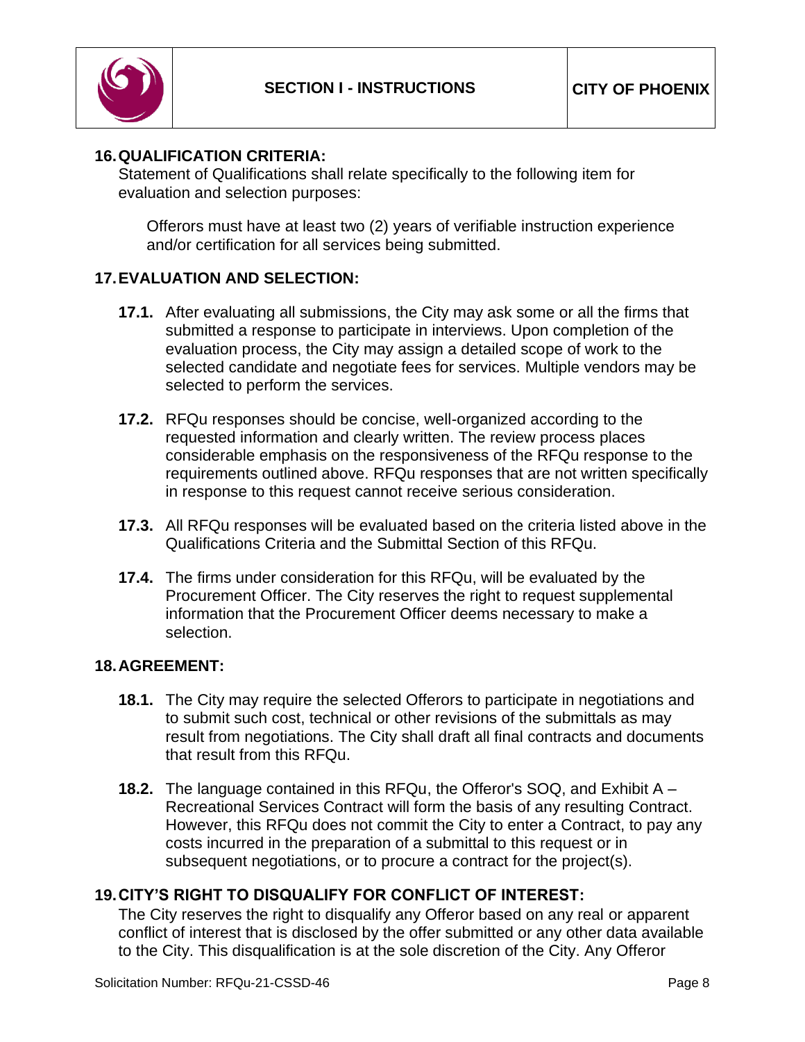## 16. QUALIFICATION CRITERIA:

Statement of Qualifications shall relate specifically to the following item for evaluation and selection purposes:

Offerors must have at least two (2) years of verifiable instruction experience and/or certification for all services being submitted.

## 17. EVALUATION AND SELECTION:

**17.1.** After evaluating all submissions, the City may ask some or all the firms that submitted a response to participate in interviews. Upon completion of the evaluation process, the City may assign a detailed scope of work to the selected candidate and negotiate fees for services. Multiple vendors may be selected to perform the services.

**17.2.** RFQu responses should be concise, well-organized according to the requested information and clearly written. The review process places considerable emphasis on the responsiveness of the RFQu response to the requirements outlined above. RFQu responses that are not written specifically in response to this request cannot receive serious consideration.

**17.3.** All RFQu responses will be evaluated based on the criteria listed above in the Qualifications Criteria and the Submittal Section of this RFQu.

**17.4.** The firms under consideration for this RFQu, will be evaluated by the Procurement Officer. The City reserves the right to request supplemental information that the Procurement Officer deems necessary to make a selection.

## 18. AGREEMENT:

**18.1.** The City may require the selected Offerors to participate in negotiations and to submit such cost, technical or other revisions of the submittals as may result from negotiations. The City shall draft all final contracts and documents that result from this RFQu.

**18.2.** The language contained in this RFQu, the Offeror's SOQ, and Exhibit A – Recreational Services Contract will form the basis of any resulting Contract. However, this RFQu does not commit the City to enter a Contract, to pay any costs incurred in the preparation of a submittal to this request or in subsequent negotiations, or to procure a contract for the project(s).

## 19. CITY'S RIGHT TO DISQUALIFY FOR CONFLICT OF INTEREST:

The City reserves the right to disqualify any Offeror based on any real or apparent conflict of interest that is disclosed by the offer submitted or any other data available to the City. This disqualification is at the sole discretion of the City. Any Offeror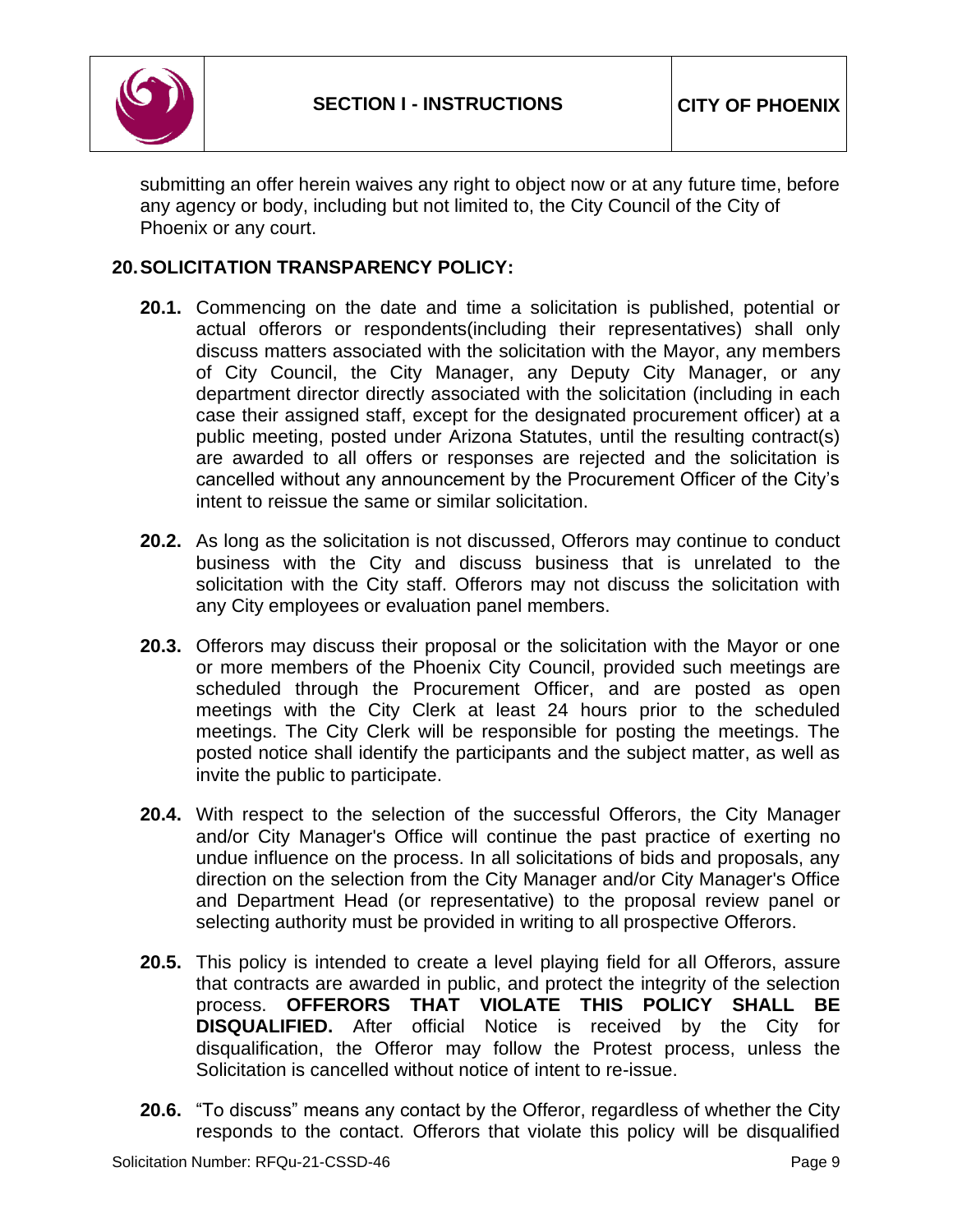submitting an offer herein waives any right to object now or at any future time, before any agency or body, including but not limited to, the City Council of the City of Phoenix or any court.

## 20. SOLICITATION TRANSPARENCY POLICY:

**20.1.** Commencing on the date and time a solicitation is published, potential or actual offerors or respondents(including their representatives) shall only discuss matters associated with the solicitation with the Mayor, any members of City Council, the City Manager, any Deputy City Manager, or any department director directly associated with the solicitation (including in each case their assigned staff, except for the designated procurement officer) at a public meeting, posted under Arizona Statutes, until the resulting contract(s) are awarded to all offers or responses are rejected and the solicitation is cancelled without any announcement by the Procurement Officer of the City's intent to reissue the same or similar solicitation.

**20.2.** As long as the solicitation is not discussed, Offerors may continue to conduct business with the City and discuss business that is unrelated to the solicitation with the City staff. Offerors may not discuss the solicitation with any City employees or evaluation panel members.

**20.3.** Offerors may discuss their proposal or the solicitation with the Mayor or one or more members of the Phoenix City Council, provided such meetings are scheduled through the Procurement Officer, and are posted as open meetings with the City Clerk at least 24 hours prior to the scheduled meetings. The City Clerk will be responsible for posting the meetings. The posted notice shall identify the participants and the subject matter, as well as invite the public to participate.

**20.4.** With respect to the selection of the successful Offerors, the City Manager and/or City Manager's Office will continue the past practice of exerting no undue influence on the process. In all solicitations of bids and proposals, any direction on the selection from the City Manager and/or City Manager's Office and Department Head (or representative) to the proposal review panel or selecting authority must be provided in writing to all prospective Offerors.

**20.5.** This policy is intended to create a level playing field for all Offerors, assure that contracts are awarded in public, and protect the integrity of the selection process. **OFFERORS THAT VIOLATE THIS POLICY SHALL BE DISQUALIFIED.** After official Notice is received by the City for disqualification, the Offeror may follow the Protest process, unless the Solicitation is cancelled without notice of intent to re-issue.

**20.6.** "To discuss" means any contact by the Offeror, regardless of whether the City responds to the contact. Offerors that violate this policy will be disqualified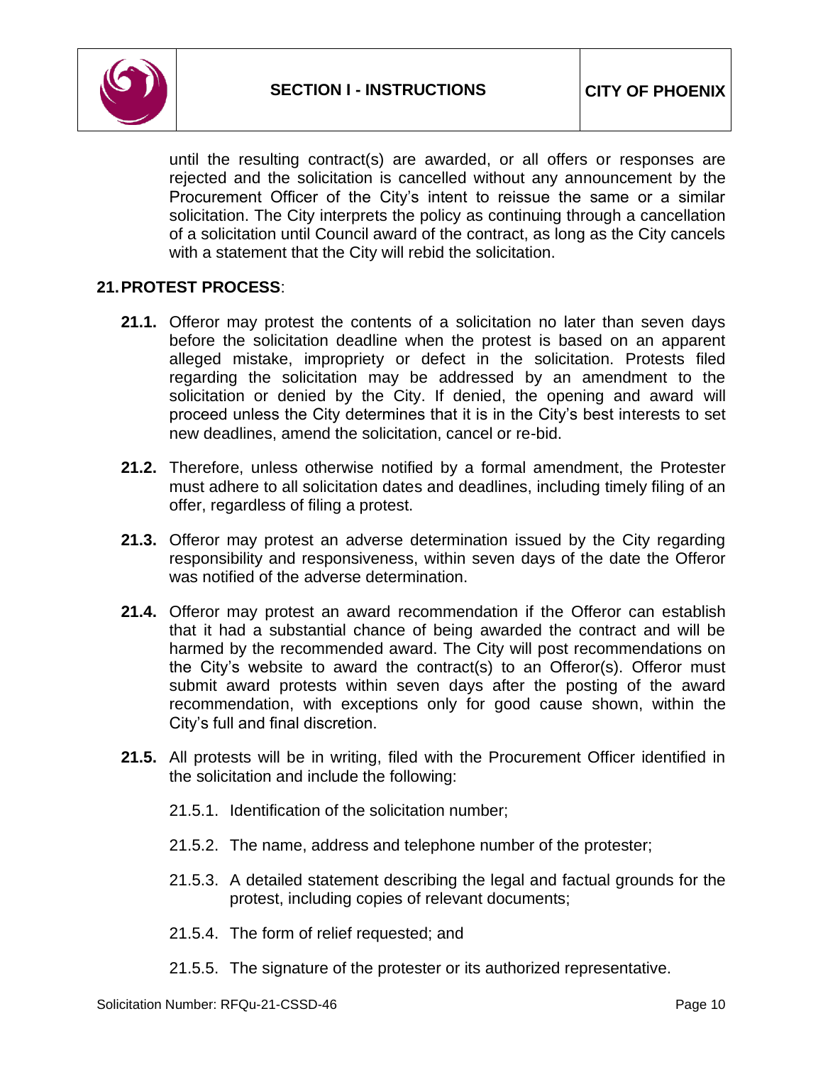until the resulting contract(s) are awarded, or all offers or responses are rejected and the solicitation is cancelled without any announcement by the Procurement Officer of the City's intent to reissue the same or a similar solicitation. The City interprets the policy as continuing through a cancellation of a solicitation until Council award of the contract, as long as the City cancels with a statement that the City will rebid the solicitation.

## 21. PROTEST PROCESS:

**21.1.** Offeror may protest the contents of a solicitation no later than seven days before the solicitation deadline when the protest is based on an apparent alleged mistake, impropriety or defect in the solicitation. Protests filed regarding the solicitation may be addressed by an amendment to the solicitation or denied by the City. If denied, the opening and award will proceed unless the City determines that it is in the City's best interests to set new deadlines, amend the solicitation, cancel or re-bid.

**21.2.** Therefore, unless otherwise notified by a formal amendment, the Protester must adhere to all solicitation dates and deadlines, including timely filing of an offer, regardless of filing a protest.

**21.3.** Offeror may protest an adverse determination issued by the City regarding responsibility and responsiveness, within seven days of the date the Offeror was notified of the adverse determination.

**21.4.** Offeror may protest an award recommendation if the Offeror can establish that it had a substantial chance of being awarded the contract and will be harmed by the recommended award. The City will post recommendations on the City's website to award the contract(s) to an Offeror(s). Offeror must submit award protests within seven days after the posting of the award recommendation, with exceptions only for good cause shown, within the City's full and final discretion.

**21.5.** All protests will be in writing, filed with the Procurement Officer identified in the solicitation and include the following:

21.5.1. Identification of the solicitation number;

21.5.2. The name, address and telephone number of the protester;

21.5.3. A detailed statement describing the legal and factual grounds for the protest, including copies of relevant documents;

21.5.4. The form of relief requested; and

21.5.5. The signature of the protester or its authorized representative.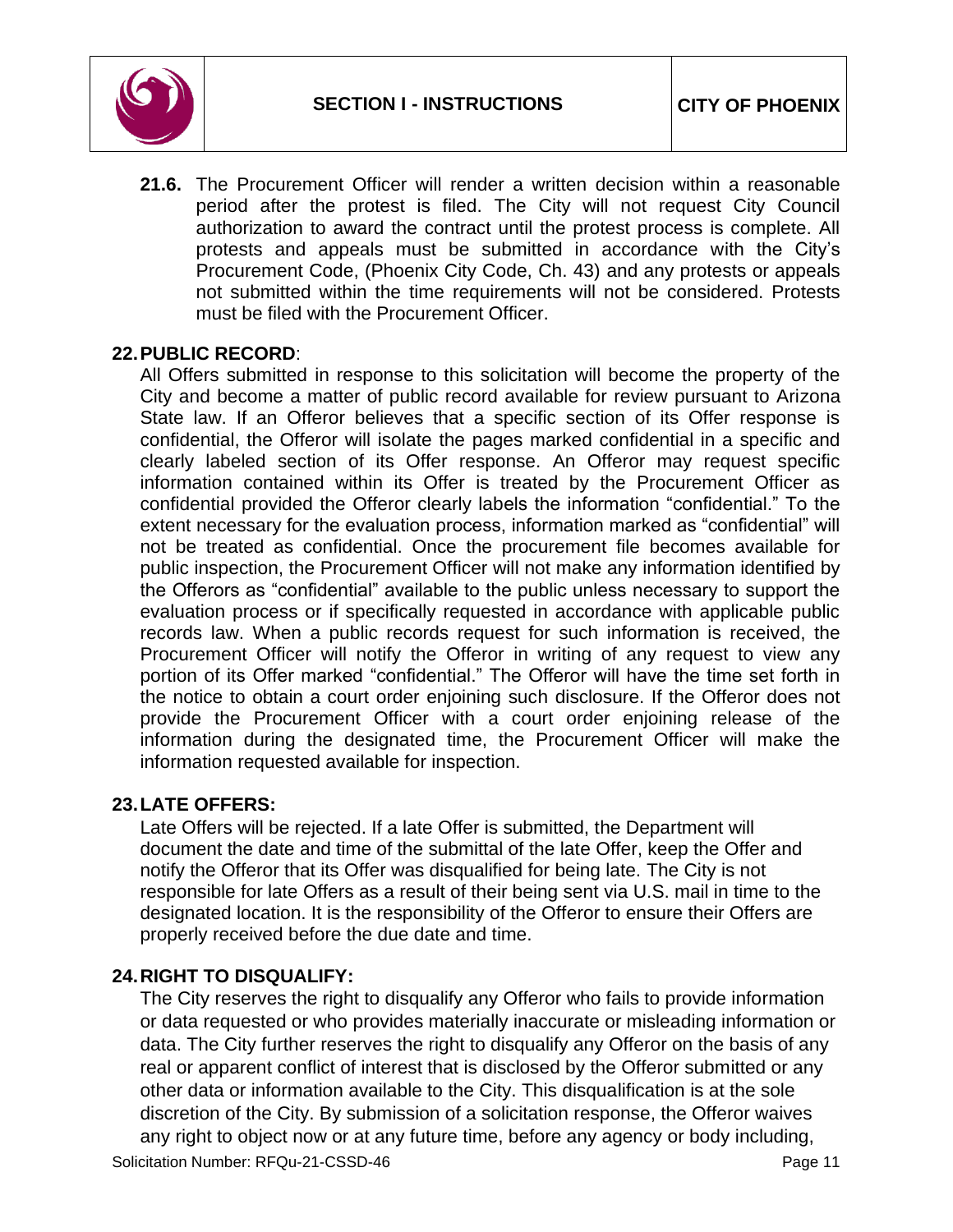**21.6.** The Procurement Officer will render a written decision within a reasonable period after the protest is filed. The City will not request City Council authorization to award the contract until the protest process is complete. All protests and appeals must be submitted in accordance with the City's Procurement Code, (Phoenix City Code, Ch. 43) and any protests or appeals not submitted within the time requirements will not be considered. Protests must be filed with the Procurement Officer.

## 22. PUBLIC RECORD:

All Offers submitted in response to this solicitation will become the property of the City and become a matter of public record available for review pursuant to Arizona State law. If an Offeror believes that a specific section of its Offer response is confidential, the Offeror will isolate the pages marked confidential in a specific and clearly labeled section of its Offer response. An Offeror may request specific information contained within its Offer is treated by the Procurement Officer as confidential provided the Offeror clearly labels the information "confidential." To the extent necessary for the evaluation process, information marked as "confidential" will not be treated as confidential. Once the procurement file becomes available for public inspection, the Procurement Officer will not make any information identified by the Offerors as "confidential" available to the public unless necessary to support the evaluation process or if specifically requested in accordance with applicable public records law. When a public records request for such information is received, the Procurement Officer will notify the Offeror in writing of any request to view any portion of its Offer marked "confidential." The Offeror will have the time set forth in the notice to obtain a court order enjoining such disclosure. If the Offeror does not provide the Procurement Officer with a court order enjoining release of the information during the designated time, the Procurement Officer will make the information requested available for inspection.

## 23. LATE OFFERS:

Late Offers will be rejected. If a late Offer is submitted, the Department will document the date and time of the submittal of the late Offer, keep the Offer and notify the Offeror that its Offer was disqualified for being late. The City is not responsible for late Offers as a result of their being sent via U.S. mail in time to the designated location. It is the responsibility of the Offeror to ensure their Offers are properly received before the due date and time.

## 24. RIGHT TO DISQUALIFY:

The City reserves the right to disqualify any Offeror who fails to provide information or data requested or who provides materially inaccurate or misleading information or data. The City further reserves the right to disqualify any Offeror on the basis of any real or apparent conflict of interest that is disclosed by the Offeror submitted or any other data or information available to the City. This disqualification is at the sole discretion of the City. By submission of a solicitation response, the Offeror waives any right to object now or at any future time, before any agency or body including,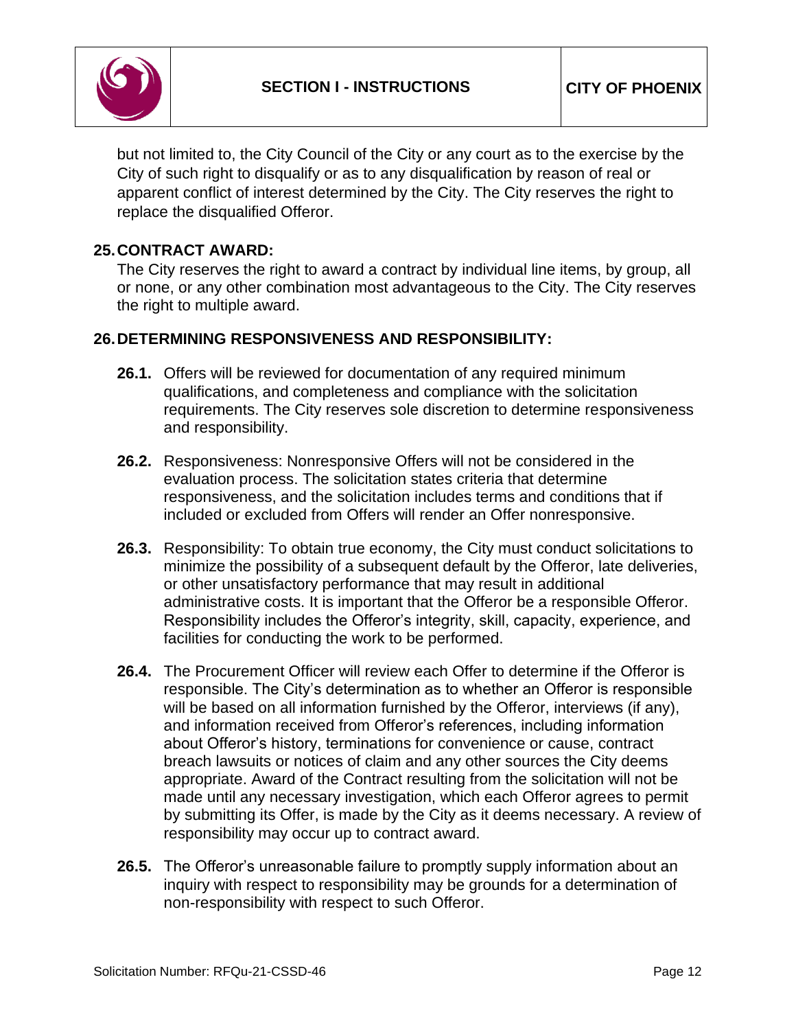but not limited to, the City Council of the City or any court as to the exercise by the City of such right to disqualify or as to any disqualification by reason of real or apparent conflict of interest determined by the City. The City reserves the right to replace the disqualified Offeror.

## 25. CONTRACT AWARD:

The City reserves the right to award a contract by individual line items, by group, all or none, or any other combination most advantageous to the City. The City reserves the right to multiple award.

## 26. DETERMINING RESPONSIVENESS AND RESPONSIBILITY:

**26.1.** Offers will be reviewed for documentation of any required minimum qualifications, and completeness and compliance with the solicitation requirements. The City reserves sole discretion to determine responsiveness and responsibility.

**26.2.** Responsiveness: Nonresponsive Offers will not be considered in the evaluation process. The solicitation states criteria that determine responsiveness, and the solicitation includes terms and conditions that if included or excluded from Offers will render an Offer nonresponsive.

**26.3.** Responsibility: To obtain true economy, the City must conduct solicitations to minimize the possibility of a subsequent default by the Offeror, late deliveries, or other unsatisfactory performance that may result in additional administrative costs. It is important that the Offeror be a responsible Offeror. Responsibility includes the Offeror's integrity, skill, capacity, experience, and facilities for conducting the work to be performed.

**26.4.** The Procurement Officer will review each Offer to determine if the Offeror is responsible. The City's determination as to whether an Offeror is responsible will be based on all information furnished by the Offeror, interviews (if any), and information received from Offeror's references, including information about Offeror's history, terminations for convenience or cause, contract breach lawsuits or notices of claim and any other sources the City deems appropriate. Award of the Contract resulting from the solicitation will not be made until any necessary investigation, which each Offeror agrees to permit by submitting its Offer, is made by the City as it deems necessary. A review of responsibility may occur up to contract award.

**26.5.** The Offeror's unreasonable failure to promptly supply information about an inquiry with respect to responsibility may be grounds for a determination of non-responsibility with respect to such Offeror.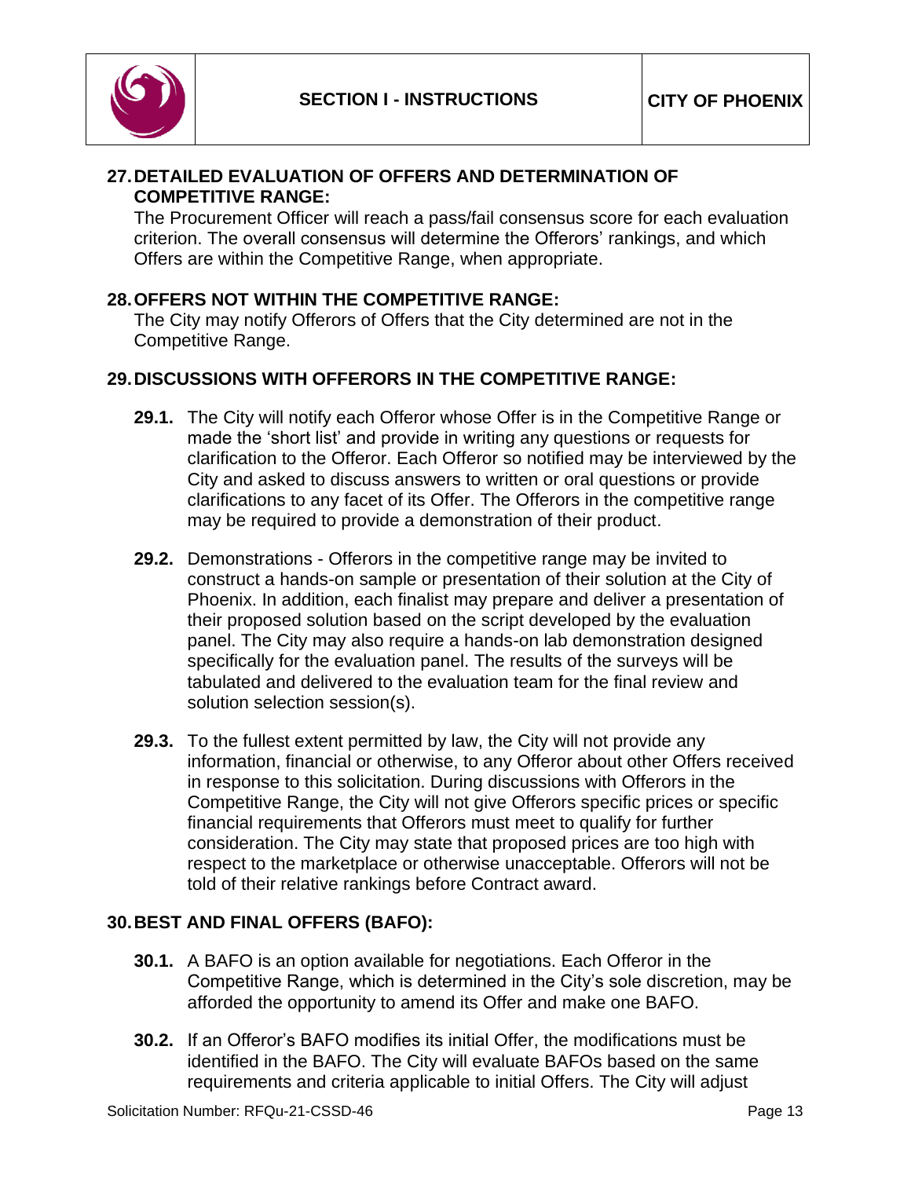## 27. DETAILED EVALUATION OF OFFERS AND DETERMINATION OF COMPETITIVE RANGE:

The Procurement Officer will reach a pass/fail consensus score for each evaluation criterion. The overall consensus will determine the Offerors' rankings, and which Offers are within the Competitive Range, when appropriate.

## 28. OFFERS NOT WITHIN THE COMPETITIVE RANGE:

The City may notify Offerors of Offers that the City determined are not in the Competitive Range.

## 29. DISCUSSIONS WITH OFFERORS IN THE COMPETITIVE RANGE:

**29.1.** The City will notify each Offeror whose Offer is in the Competitive Range or made the 'short list' and provide in writing any questions or requests for clarification to the Offeror. Each Offeror so notified may be interviewed by the City and asked to discuss answers to written or oral questions or provide clarifications to any facet of its Offer. The Offerors in the competitive range may be required to provide a demonstration of their product.

**29.2.** Demonstrations - Offerors in the competitive range may be invited to construct a hands-on sample or presentation of their solution at the City of Phoenix. In addition, each finalist may prepare and deliver a presentation of their proposed solution based on the script developed by the evaluation panel. The City may also require a hands-on lab demonstration designed specifically for the evaluation panel. The results of the surveys will be tabulated and delivered to the evaluation team for the final review and solution selection session(s).

**29.3.** To the fullest extent permitted by law, the City will not provide any information, financial or otherwise, to any Offeror about other Offers received in response to this solicitation. During discussions with Offerors in the Competitive Range, the City will not give Offerors specific prices or specific financial requirements that Offerors must meet to qualify for further consideration. The City may state that proposed prices are too high with respect to the marketplace or otherwise unacceptable. Offerors will not be told of their relative rankings before Contract award.

## 30. BEST AND FINAL OFFERS (BAFO):

**30.1.** A BAFO is an option available for negotiations. Each Offeror in the Competitive Range, which is determined in the City's sole discretion, may be afforded the opportunity to amend its Offer and make one BAFO.

**30.2.** If an Offeror's BAFO modifies its initial Offer, the modifications must be identified in the BAFO. The City will evaluate BAFOs based on the same requirements and criteria applicable to initial Offers. The City will adjust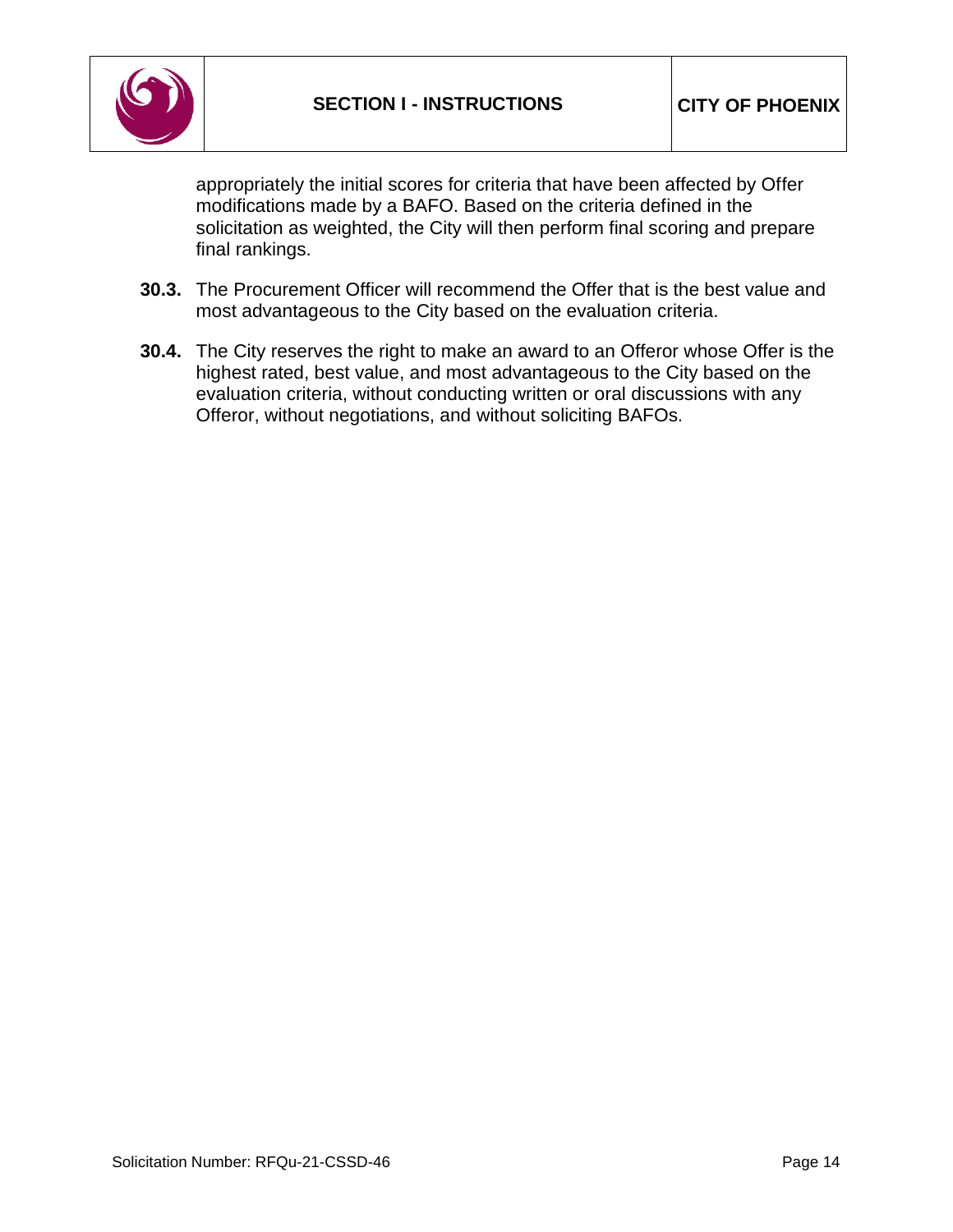appropriately the initial scores for criteria that have been affected by Offer modifications made by a BAFO. Based on the criteria defined in the solicitation as weighted, the City will then perform final scoring and prepare final rankings.

**30.3.** The Procurement Officer will recommend the Offer that is the best value and most advantageous to the City based on the evaluation criteria.

**30.4.** The City reserves the right to make an award to an Offeror whose Offer is the highest rated, best value, and most advantageous to the City based on the evaluation criteria, without conducting written or oral discussions with any Offeror, without negotiations, and without soliciting BAFOs.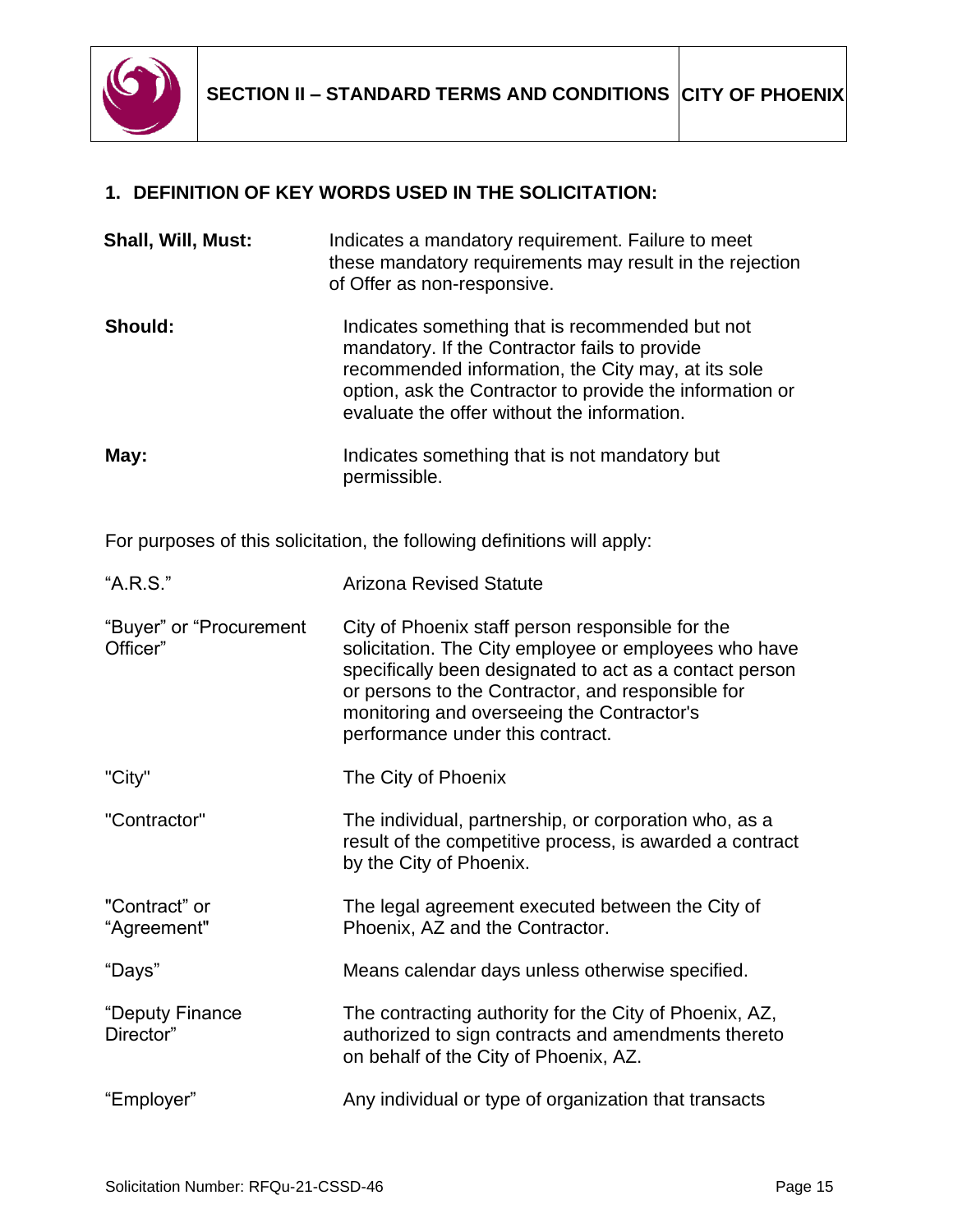## 1. DEFINITION OF KEY WORDS USED IN THE SOLICITATION:

| | |
|---|---|
| **Shall, Will, Must:** | Indicates a mandatory requirement. Failure to meet these mandatory requirements may result in the rejection of Offer as non-responsive. |
| **Should:** | Indicates something that is recommended but not mandatory. If the Contractor fails to provide recommended information, the City may, at its sole option, ask the Contractor to provide the information or evaluate the offer without the information. |
| **May:** | Indicates something that is not mandatory but permissible. |

For purposes of this solicitation, the following definitions will apply:

| | |
|---|---|
| "A.R.S." | Arizona Revised Statute |
| "Buyer" or "Procurement Officer" | City of Phoenix staff person responsible for the solicitation. The City employee or employees who have specifically been designated to act as a contact person or persons to the Contractor, and responsible for monitoring and overseeing the Contractor's performance under this contract. |
| "City" | The City of Phoenix |
| "Contractor" | The individual, partnership, or corporation who, as a result of the competitive process, is awarded a contract by the City of Phoenix. |
| "Contract" or "Agreement" | The legal agreement executed between the City of Phoenix, AZ and the Contractor. |
| "Days" | Means calendar days unless otherwise specified. |
| "Deputy Finance Director" | The contracting authority for the City of Phoenix, AZ, authorized to sign contracts and amendments thereto on behalf of the City of Phoenix, AZ. |
| "Employer" | Any individual or type of organization that transacts |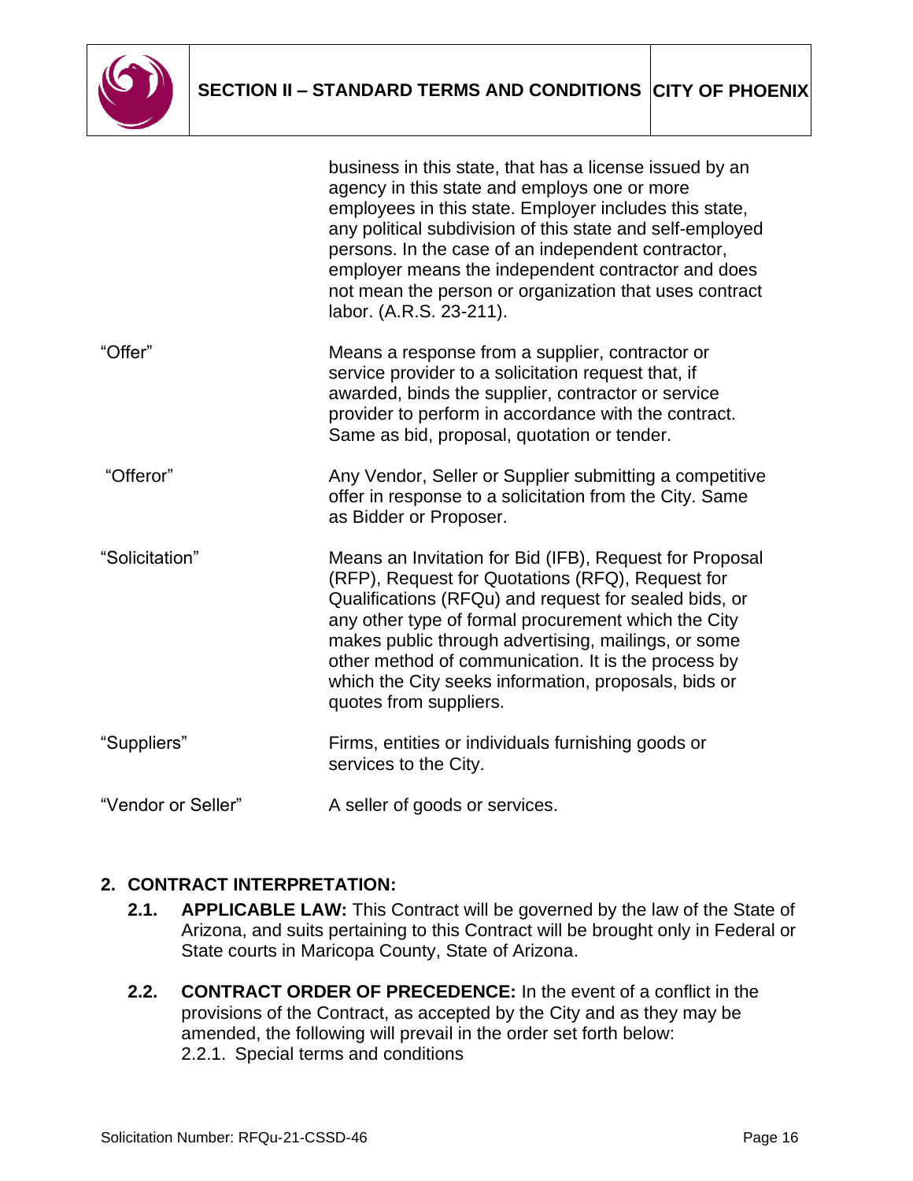| | |
|---|---|
| | business in this state, that has a license issued by an agency in this state and employs one or more employees in this state. Employer includes this state, any political subdivision of this state and self-employed persons. In the case of an independent contractor, employer means the independent contractor and does not mean the person or organization that uses contract labor. (A.R.S. 23-211). |
| "Offer" | Means a response from a supplier, contractor or service provider to a solicitation request that, if awarded, binds the supplier, contractor or service provider to perform in accordance with the contract. Same as bid, proposal, quotation or tender. |
| "Offeror" | Any Vendor, Seller or Supplier submitting a competitive offer in response to a solicitation from the City. Same as Bidder or Proposer. |
| "Solicitation" | Means an Invitation for Bid (IFB), Request for Proposal (RFP), Request for Quotations (RFQ), Request for Qualifications (RFQu) and request for sealed bids, or any other type of formal procurement which the City makes public through advertising, mailings, or some other method of communication. It is the process by which the City seeks information, proposals, bids or quotes from suppliers. |
| "Suppliers" | Firms, entities or individuals furnishing goods or services to the City. |
| "Vendor or Seller" | A seller of goods or services. |

## 2. CONTRACT INTERPRETATION:

**2.1. APPLICABLE LAW:** This Contract will be governed by the law of the State of Arizona, and suits pertaining to this Contract will be brought only in Federal or State courts in Maricopa County, State of Arizona.

**2.2. CONTRACT ORDER OF PRECEDENCE:** In the event of a conflict in the provisions of the Contract, as accepted by the City and as they may be amended, the following will prevail in the order set forth below:

2.2.1. Special terms and conditions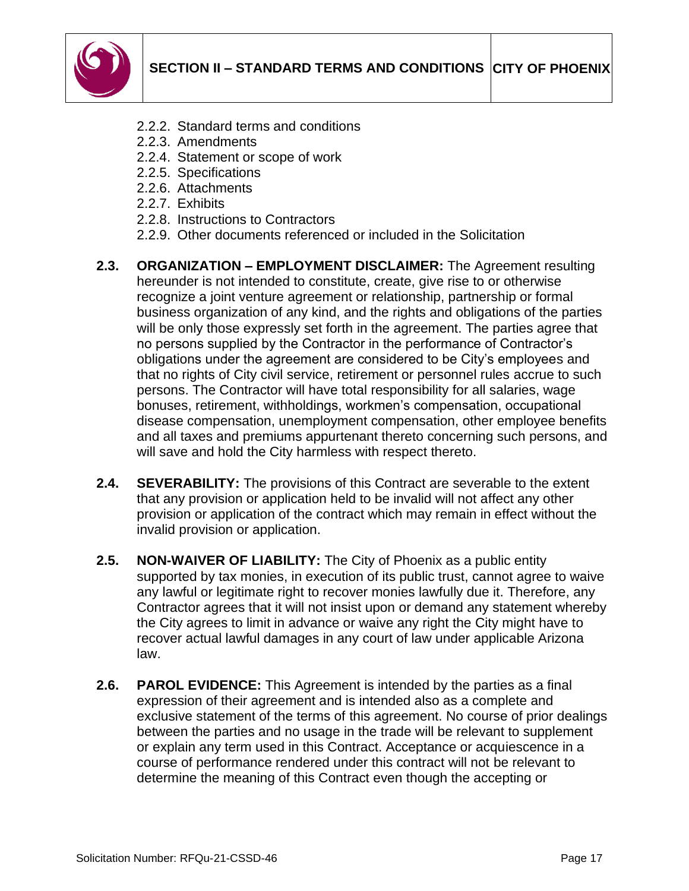2.2.2. Standard terms and conditions
2.2.3. Amendments
2.2.4. Statement or scope of work
2.2.5. Specifications
2.2.6. Attachments
2.2.7. Exhibits
2.2.8. Instructions to Contractors
2.2.9. Other documents referenced or included in the Solicitation

**2.3. ORGANIZATION – EMPLOYMENT DISCLAIMER:** The Agreement resulting hereunder is not intended to constitute, create, give rise to or otherwise recognize a joint venture agreement or relationship, partnership or formal business organization of any kind, and the rights and obligations of the parties will be only those expressly set forth in the agreement. The parties agree that no persons supplied by the Contractor in the performance of Contractor's obligations under the agreement are considered to be City's employees and that no rights of City civil service, retirement or personnel rules accrue to such persons. The Contractor will have total responsibility for all salaries, wage bonuses, retirement, withholdings, workmen's compensation, occupational disease compensation, unemployment compensation, other employee benefits and all taxes and premiums appurtenant thereto concerning such persons, and will save and hold the City harmless with respect thereto.

**2.4. SEVERABILITY:** The provisions of this Contract are severable to the extent that any provision or application held to be invalid will not affect any other provision or application of the contract which may remain in effect without the invalid provision or application.

**2.5. NON-WAIVER OF LIABILITY:** The City of Phoenix as a public entity supported by tax monies, in execution of its public trust, cannot agree to waive any lawful or legitimate right to recover monies lawfully due it. Therefore, any Contractor agrees that it will not insist upon or demand any statement whereby the City agrees to limit in advance or waive any right the City might have to recover actual lawful damages in any court of law under applicable Arizona law.

**2.6. PAROL EVIDENCE:** This Agreement is intended by the parties as a final expression of their agreement and is intended also as a complete and exclusive statement of the terms of this agreement. No course of prior dealings between the parties and no usage in the trade will be relevant to supplement or explain any term used in this Contract. Acceptance or acquiescence in a course of performance rendered under this contract will not be relevant to determine the meaning of this Contract even though the accepting or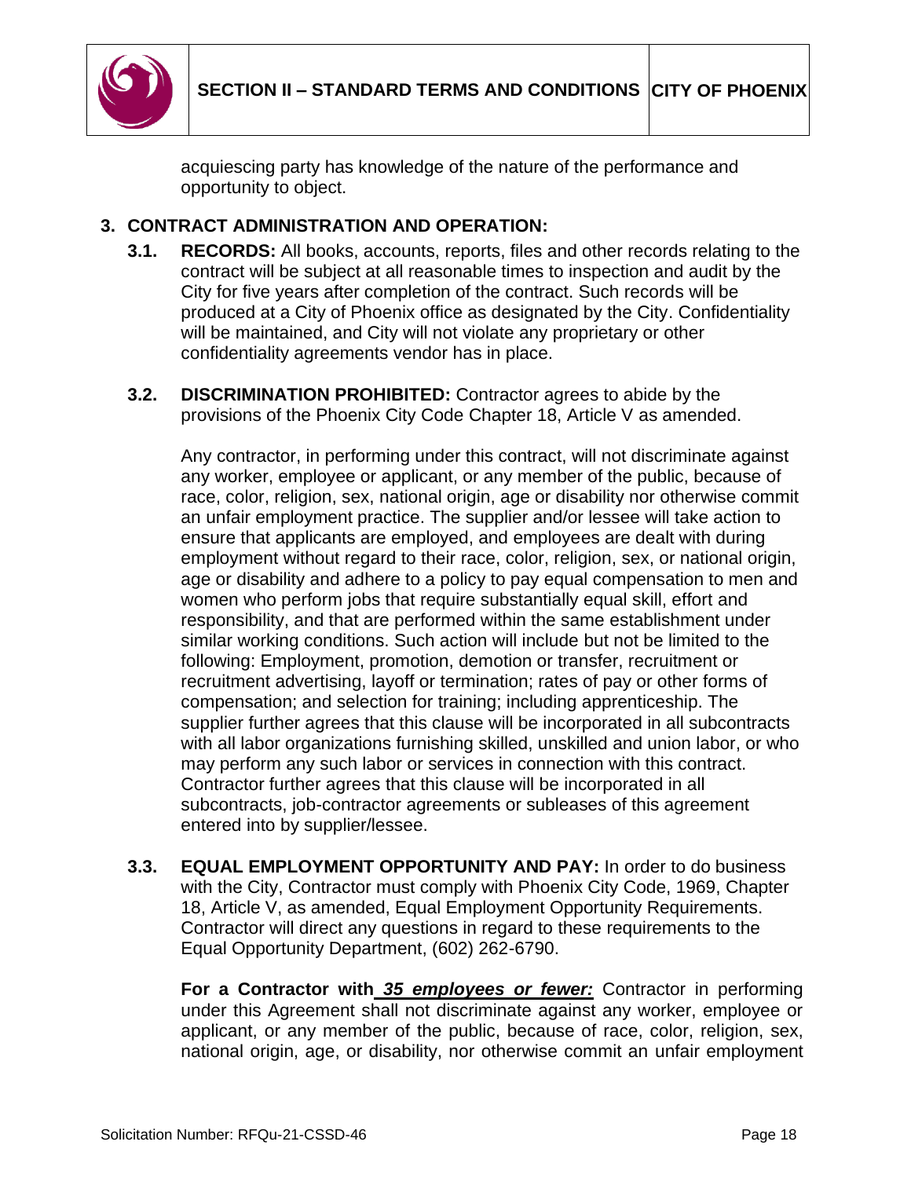acquiescing party has knowledge of the nature of the performance and opportunity to object.

## 3. CONTRACT ADMINISTRATION AND OPERATION:

**3.1. RECORDS:** All books, accounts, reports, files and other records relating to the contract will be subject at all reasonable times to inspection and audit by the City for five years after completion of the contract. Such records will be produced at a City of Phoenix office as designated by the City. Confidentiality will be maintained, and City will not violate any proprietary or other confidentiality agreements vendor has in place.

**3.2. DISCRIMINATION PROHIBITED:** Contractor agrees to abide by the provisions of the Phoenix City Code Chapter 18, Article V as amended.

Any contractor, in performing under this contract, will not discriminate against any worker, employee or applicant, or any member of the public, because of race, color, religion, sex, national origin, age or disability nor otherwise commit an unfair employment practice. The supplier and/or lessee will take action to ensure that applicants are employed, and employees are dealt with during employment without regard to their race, color, religion, sex, or national origin, age or disability and adhere to a policy to pay equal compensation to men and women who perform jobs that require substantially equal skill, effort and responsibility, and that are performed within the same establishment under similar working conditions. Such action will include but not be limited to the following: Employment, promotion, demotion or transfer, recruitment or recruitment advertising, layoff or termination; rates of pay or other forms of compensation; and selection for training; including apprenticeship. The supplier further agrees that this clause will be incorporated in all subcontracts with all labor organizations furnishing skilled, unskilled and union labor, or who may perform any such labor or services in connection with this contract. Contractor further agrees that this clause will be incorporated in all subcontracts, job-contractor agreements or subleases of this agreement entered into by supplier/lessee.

**3.3. EQUAL EMPLOYMENT OPPORTUNITY AND PAY:** In order to do business with the City, Contractor must comply with Phoenix City Code, 1969, Chapter 18, Article V, as amended, Equal Employment Opportunity Requirements. Contractor will direct any questions in regard to these requirements to the Equal Opportunity Department, (602) 262-6790.

**For a Contractor with** ***35 employees or fewer:*** Contractor in performing under this Agreement shall not discriminate against any worker, employee or applicant, or any member of the public, because of race, color, religion, sex, national origin, age, or disability, nor otherwise commit an unfair employment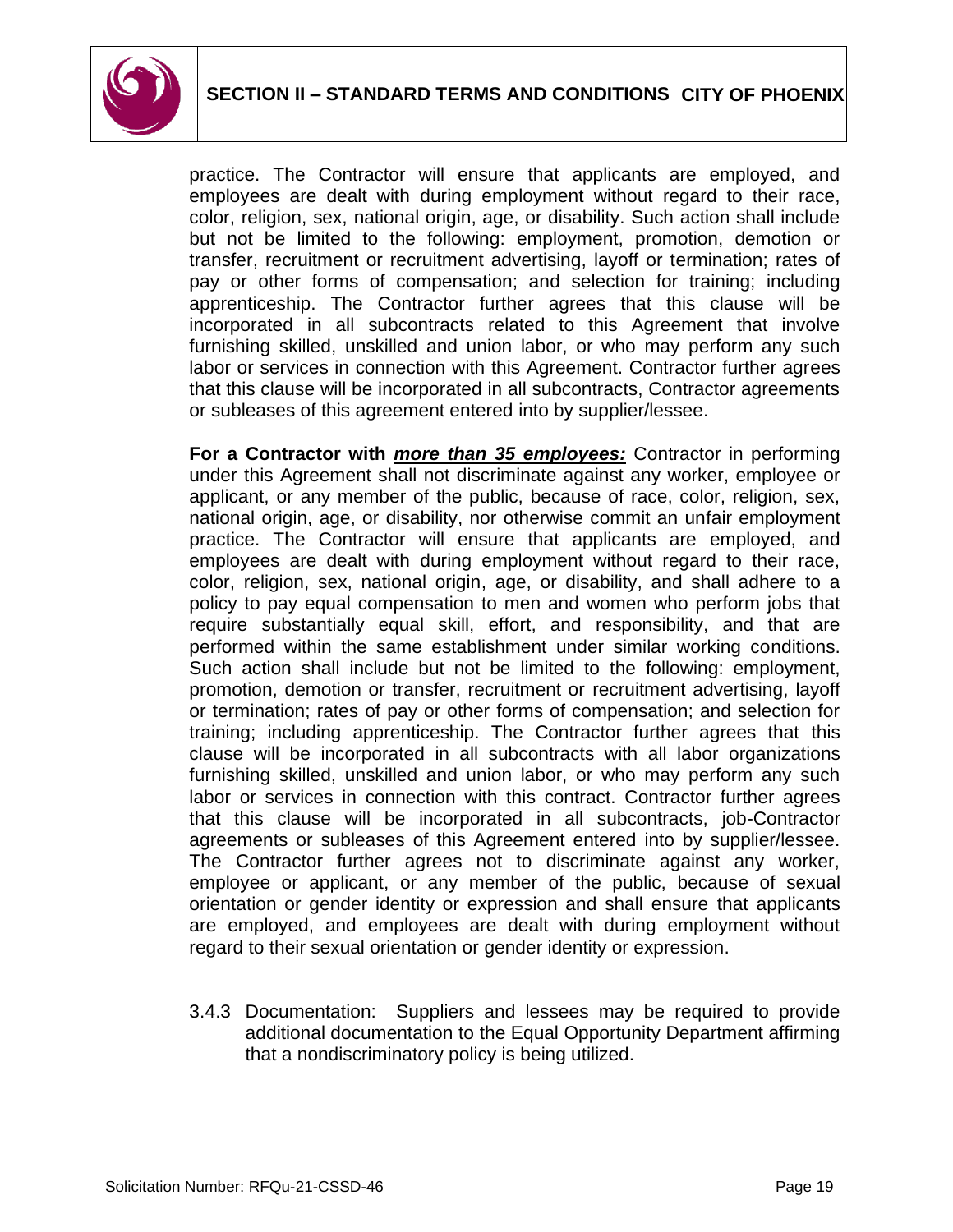practice. The Contractor will ensure that applicants are employed, and employees are dealt with during employment without regard to their race, color, religion, sex, national origin, age, or disability. Such action shall include but not be limited to the following: employment, promotion, demotion or transfer, recruitment or recruitment advertising, layoff or termination; rates of pay or other forms of compensation; and selection for training; including apprenticeship. The Contractor further agrees that this clause will be incorporated in all subcontracts related to this Agreement that involve furnishing skilled, unskilled and union labor, or who may perform any such labor or services in connection with this Agreement. Contractor further agrees that this clause will be incorporated in all subcontracts, Contractor agreements or subleases of this agreement entered into by supplier/lessee.

**For a Contractor with *more than 35 employees:*** Contractor in performing under this Agreement shall not discriminate against any worker, employee or applicant, or any member of the public, because of race, color, religion, sex, national origin, age, or disability, nor otherwise commit an unfair employment practice. The Contractor will ensure that applicants are employed, and employees are dealt with during employment without regard to their race, color, religion, sex, national origin, age, or disability, and shall adhere to a policy to pay equal compensation to men and women who perform jobs that require substantially equal skill, effort, and responsibility, and that are performed within the same establishment under similar working conditions. Such action shall include but not be limited to the following: employment, promotion, demotion or transfer, recruitment or recruitment advertising, layoff or termination; rates of pay or other forms of compensation; and selection for training; including apprenticeship. The Contractor further agrees that this clause will be incorporated in all subcontracts with all labor organizations furnishing skilled, unskilled and union labor, or who may perform any such labor or services in connection with this contract. Contractor further agrees that this clause will be incorporated in all subcontracts, job-Contractor agreements or subleases of this Agreement entered into by supplier/lessee. The Contractor further agrees not to discriminate against any worker, employee or applicant, or any member of the public, because of sexual orientation or gender identity or expression and shall ensure that applicants are employed, and employees are dealt with during employment without regard to their sexual orientation or gender identity or expression.

3.4.3 Documentation: Suppliers and lessees may be required to provide additional documentation to the Equal Opportunity Department affirming that a nondiscriminatory policy is being utilized.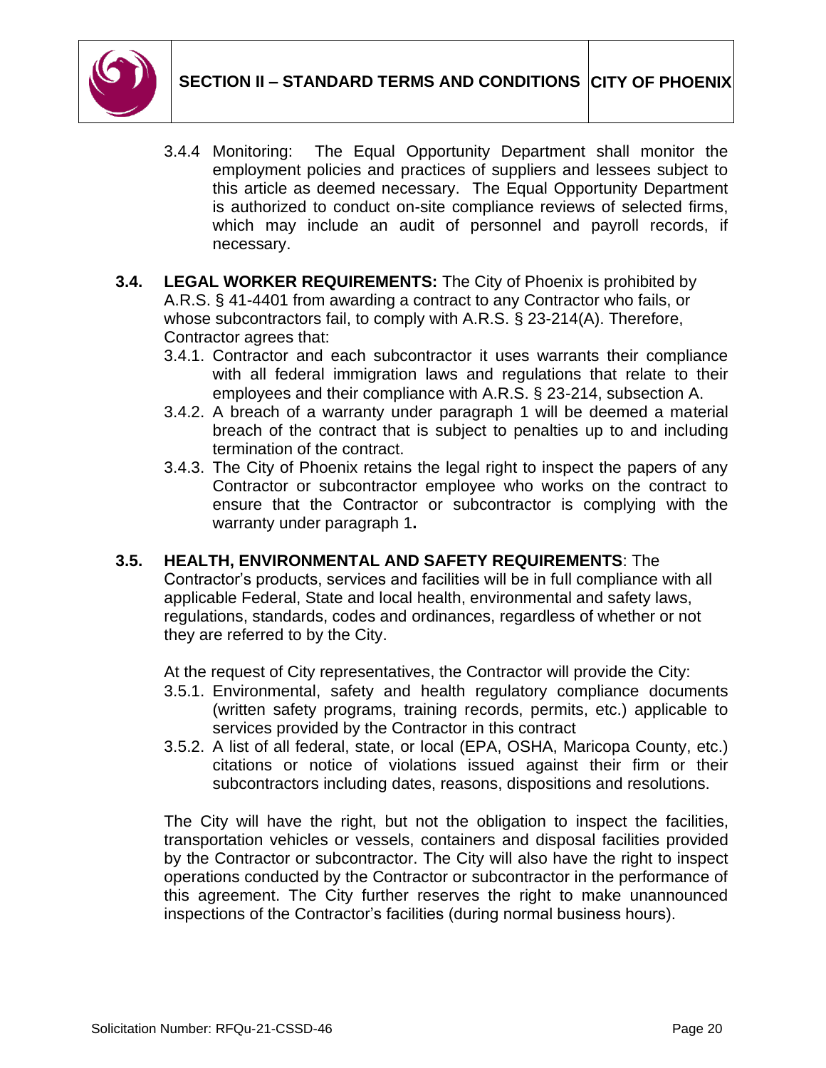3.4.4 Monitoring: The Equal Opportunity Department shall monitor the employment policies and practices of suppliers and lessees subject to this article as deemed necessary. The Equal Opportunity Department is authorized to conduct on-site compliance reviews of selected firms, which may include an audit of personnel and payroll records, if necessary.

**3.4. LEGAL WORKER REQUIREMENTS:** The City of Phoenix is prohibited by A.R.S. § 41-4401 from awarding a contract to any Contractor who fails, or whose subcontractors fail, to comply with A.R.S. § 23-214(A). Therefore, Contractor agrees that:

3.4.1. Contractor and each subcontractor it uses warrants their compliance with all federal immigration laws and regulations that relate to their employees and their compliance with A.R.S. § 23-214, subsection A.

3.4.2. A breach of a warranty under paragraph 1 will be deemed a material breach of the contract that is subject to penalties up to and including termination of the contract.

3.4.3. The City of Phoenix retains the legal right to inspect the papers of any Contractor or subcontractor employee who works on the contract to ensure that the Contractor or subcontractor is complying with the warranty under paragraph 1**.**

**3.5. HEALTH, ENVIRONMENTAL AND SAFETY REQUIREMENTS**: The Contractor's products, services and facilities will be in full compliance with all applicable Federal, State and local health, environmental and safety laws, regulations, standards, codes and ordinances, regardless of whether or not they are referred to by the City.

At the request of City representatives, the Contractor will provide the City:

3.5.1. Environmental, safety and health regulatory compliance documents (written safety programs, training records, permits, etc.) applicable to services provided by the Contractor in this contract

3.5.2. A list of all federal, state, or local (EPA, OSHA, Maricopa County, etc.) citations or notice of violations issued against their firm or their subcontractors including dates, reasons, dispositions and resolutions.

The City will have the right, but not the obligation to inspect the facilities, transportation vehicles or vessels, containers and disposal facilities provided by the Contractor or subcontractor. The City will also have the right to inspect operations conducted by the Contractor or subcontractor in the performance of this agreement. The City further reserves the right to make unannounced inspections of the Contractor's facilities (during normal business hours).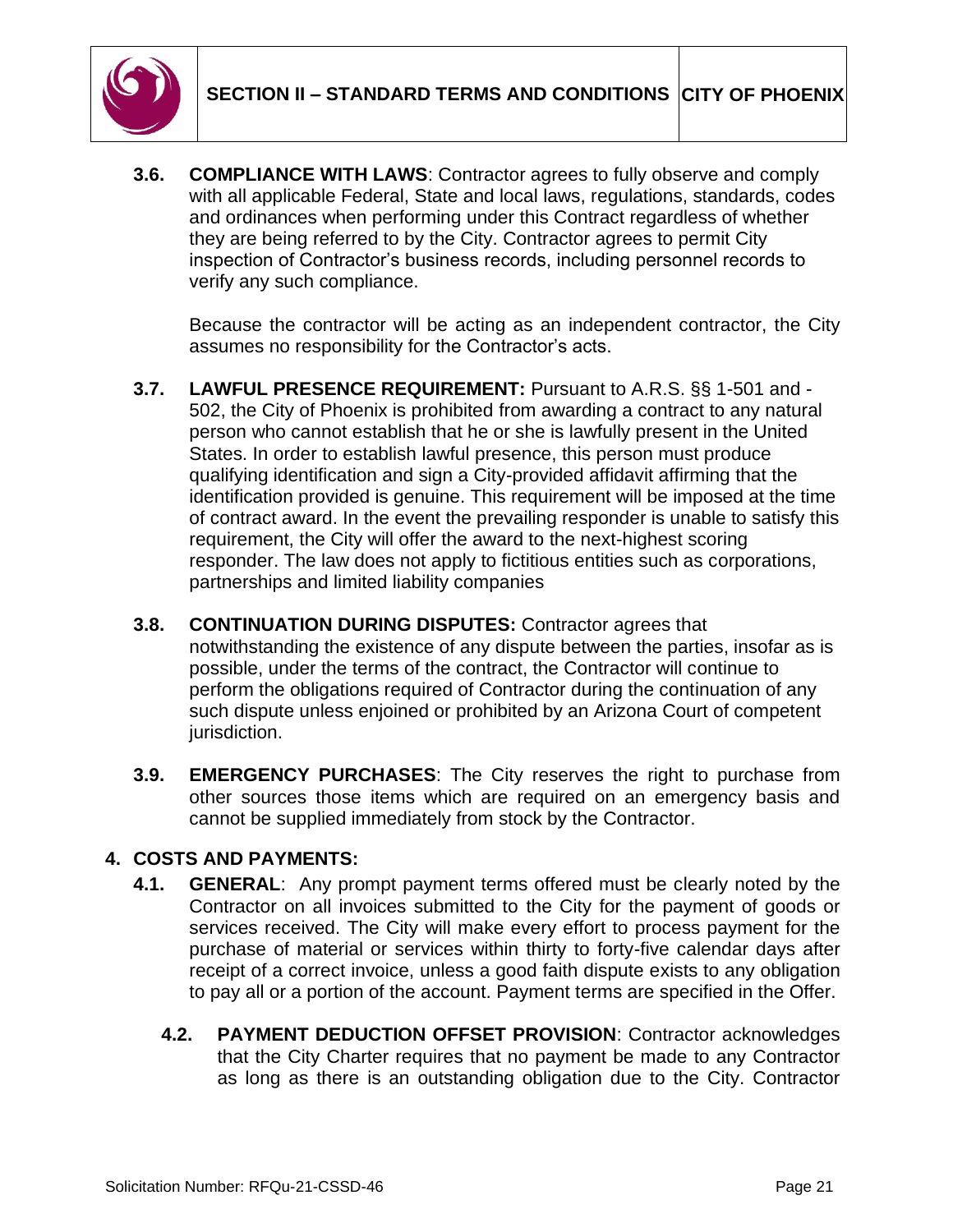**3.6. COMPLIANCE WITH LAWS**: Contractor agrees to fully observe and comply with all applicable Federal, State and local laws, regulations, standards, codes and ordinances when performing under this Contract regardless of whether they are being referred to by the City. Contractor agrees to permit City inspection of Contractor's business records, including personnel records to verify any such compliance.

Because the contractor will be acting as an independent contractor, the City assumes no responsibility for the Contractor's acts.

**3.7. LAWFUL PRESENCE REQUIREMENT:** Pursuant to A.R.S. §§ 1-501 and -502, the City of Phoenix is prohibited from awarding a contract to any natural person who cannot establish that he or she is lawfully present in the United States. In order to establish lawful presence, this person must produce qualifying identification and sign a City-provided affidavit affirming that the identification provided is genuine. This requirement will be imposed at the time of contract award. In the event the prevailing responder is unable to satisfy this requirement, the City will offer the award to the next-highest scoring responder. The law does not apply to fictitious entities such as corporations, partnerships and limited liability companies

**3.8. CONTINUATION DURING DISPUTES:** Contractor agrees that notwithstanding the existence of any dispute between the parties, insofar as is possible, under the terms of the contract, the Contractor will continue to perform the obligations required of Contractor during the continuation of any such dispute unless enjoined or prohibited by an Arizona Court of competent jurisdiction.

**3.9. EMERGENCY PURCHASES**: The City reserves the right to purchase from other sources those items which are required on an emergency basis and cannot be supplied immediately from stock by the Contractor.

## 4. COSTS AND PAYMENTS:

**4.1. GENERAL**: Any prompt payment terms offered must be clearly noted by the Contractor on all invoices submitted to the City for the payment of goods or services received. The City will make every effort to process payment for the purchase of material or services within thirty to forty-five calendar days after receipt of a correct invoice, unless a good faith dispute exists to any obligation to pay all or a portion of the account. Payment terms are specified in the Offer.

**4.2. PAYMENT DEDUCTION OFFSET PROVISION**: Contractor acknowledges that the City Charter requires that no payment be made to any Contractor as long as there is an outstanding obligation due to the City. Contractor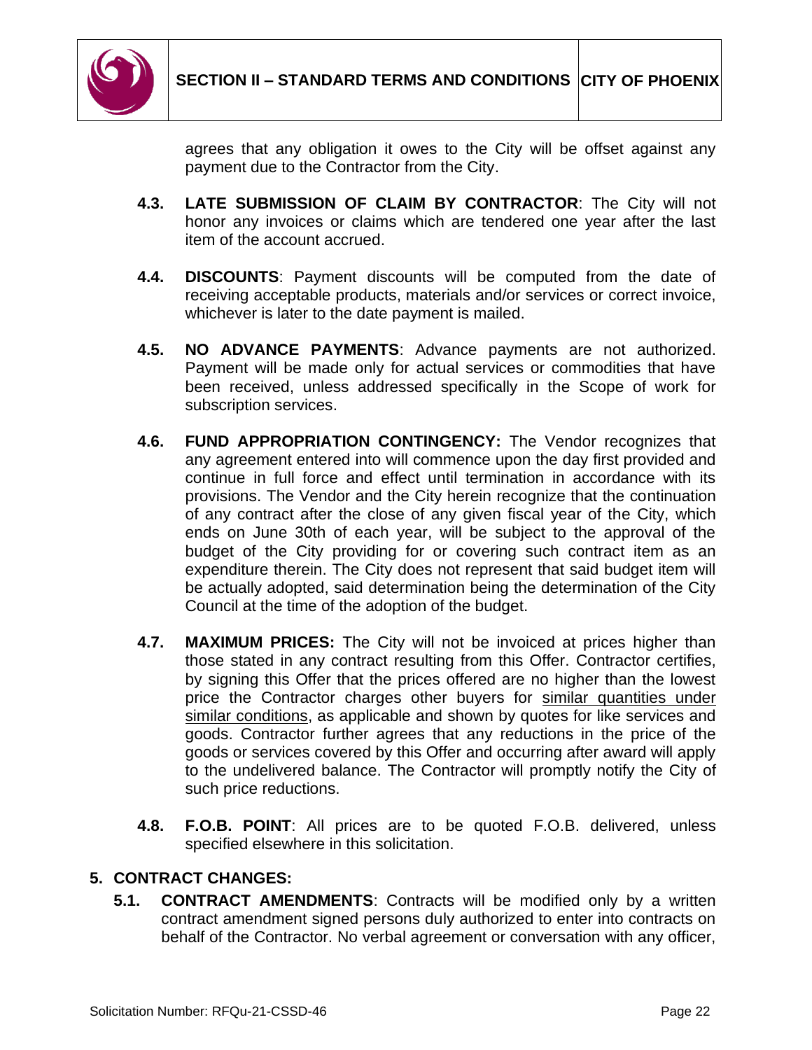agrees that any obligation it owes to the City will be offset against any payment due to the Contractor from the City.

**4.3. LATE SUBMISSION OF CLAIM BY CONTRACTOR**: The City will not honor any invoices or claims which are tendered one year after the last item of the account accrued.

**4.4. DISCOUNTS**: Payment discounts will be computed from the date of receiving acceptable products, materials and/or services or correct invoice, whichever is later to the date payment is mailed.

**4.5. NO ADVANCE PAYMENTS**: Advance payments are not authorized. Payment will be made only for actual services or commodities that have been received, unless addressed specifically in the Scope of work for subscription services.

**4.6. FUND APPROPRIATION CONTINGENCY:** The Vendor recognizes that any agreement entered into will commence upon the day first provided and continue in full force and effect until termination in accordance with its provisions. The Vendor and the City herein recognize that the continuation of any contract after the close of any given fiscal year of the City, which ends on June 30th of each year, will be subject to the approval of the budget of the City providing for or covering such contract item as an expenditure therein. The City does not represent that said budget item will be actually adopted, said determination being the determination of the City Council at the time of the adoption of the budget.

**4.7. MAXIMUM PRICES:** The City will not be invoiced at prices higher than those stated in any contract resulting from this Offer. Contractor certifies, by signing this Offer that the prices offered are no higher than the lowest price the Contractor charges other buyers for <u>similar quantities under similar conditions</u>, as applicable and shown by quotes for like services and goods. Contractor further agrees that any reductions in the price of the goods or services covered by this Offer and occurring after award will apply to the undelivered balance. The Contractor will promptly notify the City of such price reductions.

**4.8. F.O.B. POINT**: All prices are to be quoted F.O.B. delivered, unless specified elsewhere in this solicitation.

## 5. CONTRACT CHANGES:

**5.1. CONTRACT AMENDMENTS**: Contracts will be modified only by a written contract amendment signed persons duly authorized to enter into contracts on behalf of the Contractor. No verbal agreement or conversation with any officer,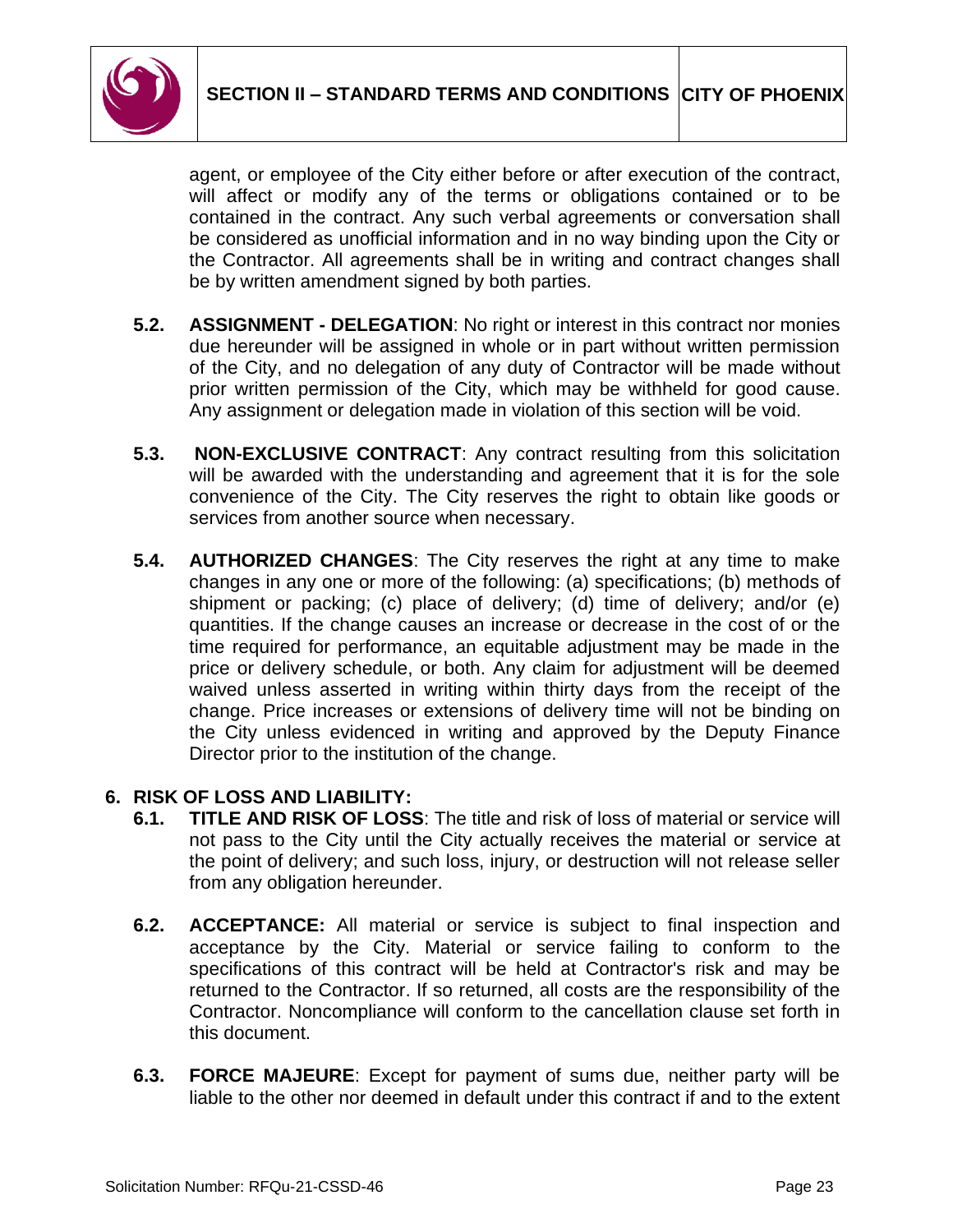agent, or employee of the City either before or after execution of the contract, will affect or modify any of the terms or obligations contained or to be contained in the contract. Any such verbal agreements or conversation shall be considered as unofficial information and in no way binding upon the City or the Contractor. All agreements shall be in writing and contract changes shall be by written amendment signed by both parties.

**5.2. ASSIGNMENT - DELEGATION**: No right or interest in this contract nor monies due hereunder will be assigned in whole or in part without written permission of the City, and no delegation of any duty of Contractor will be made without prior written permission of the City, which may be withheld for good cause. Any assignment or delegation made in violation of this section will be void.

**5.3. NON-EXCLUSIVE CONTRACT**: Any contract resulting from this solicitation will be awarded with the understanding and agreement that it is for the sole convenience of the City. The City reserves the right to obtain like goods or services from another source when necessary.

**5.4. AUTHORIZED CHANGES**: The City reserves the right at any time to make changes in any one or more of the following: (a) specifications; (b) methods of shipment or packing; (c) place of delivery; (d) time of delivery; and/or (e) quantities. If the change causes an increase or decrease in the cost of or the time required for performance, an equitable adjustment may be made in the price or delivery schedule, or both. Any claim for adjustment will be deemed waived unless asserted in writing within thirty days from the receipt of the change. Price increases or extensions of delivery time will not be binding on the City unless evidenced in writing and approved by the Deputy Finance Director prior to the institution of the change.

## 6. RISK OF LOSS AND LIABILITY:

**6.1. TITLE AND RISK OF LOSS**: The title and risk of loss of material or service will not pass to the City until the City actually receives the material or service at the point of delivery; and such loss, injury, or destruction will not release seller from any obligation hereunder.

**6.2. ACCEPTANCE:** All material or service is subject to final inspection and acceptance by the City. Material or service failing to conform to the specifications of this contract will be held at Contractor's risk and may be returned to the Contractor. If so returned, all costs are the responsibility of the Contractor. Noncompliance will conform to the cancellation clause set forth in this document.

**6.3. FORCE MAJEURE**: Except for payment of sums due, neither party will be liable to the other nor deemed in default under this contract if and to the extent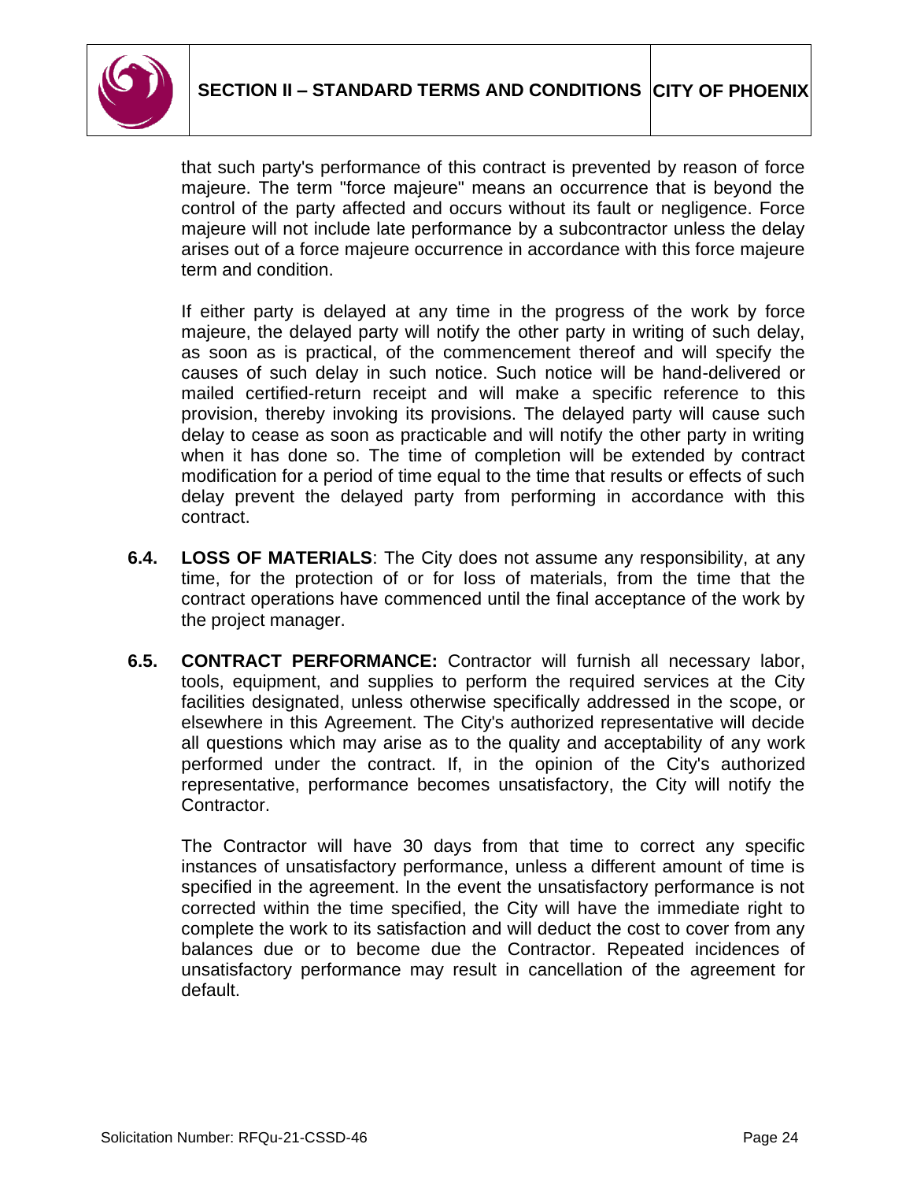that such party's performance of this contract is prevented by reason of force majeure. The term "force majeure" means an occurrence that is beyond the control of the party affected and occurs without its fault or negligence. Force majeure will not include late performance by a subcontractor unless the delay arises out of a force majeure occurrence in accordance with this force majeure term and condition.

If either party is delayed at any time in the progress of the work by force majeure, the delayed party will notify the other party in writing of such delay, as soon as is practical, of the commencement thereof and will specify the causes of such delay in such notice. Such notice will be hand-delivered or mailed certified-return receipt and will make a specific reference to this provision, thereby invoking its provisions. The delayed party will cause such delay to cease as soon as practicable and will notify the other party in writing when it has done so. The time of completion will be extended by contract modification for a period of time equal to the time that results or effects of such delay prevent the delayed party from performing in accordance with this contract.

**6.4. LOSS OF MATERIALS**: The City does not assume any responsibility, at any time, for the protection of or for loss of materials, from the time that the contract operations have commenced until the final acceptance of the work by the project manager.

**6.5. CONTRACT PERFORMANCE:** Contractor will furnish all necessary labor, tools, equipment, and supplies to perform the required services at the City facilities designated, unless otherwise specifically addressed in the scope, or elsewhere in this Agreement. The City's authorized representative will decide all questions which may arise as to the quality and acceptability of any work performed under the contract. If, in the opinion of the City's authorized representative, performance becomes unsatisfactory, the City will notify the Contractor.

The Contractor will have 30 days from that time to correct any specific instances of unsatisfactory performance, unless a different amount of time is specified in the agreement. In the event the unsatisfactory performance is not corrected within the time specified, the City will have the immediate right to complete the work to its satisfaction and will deduct the cost to cover from any balances due or to become due the Contractor. Repeated incidences of unsatisfactory performance may result in cancellation of the agreement for default.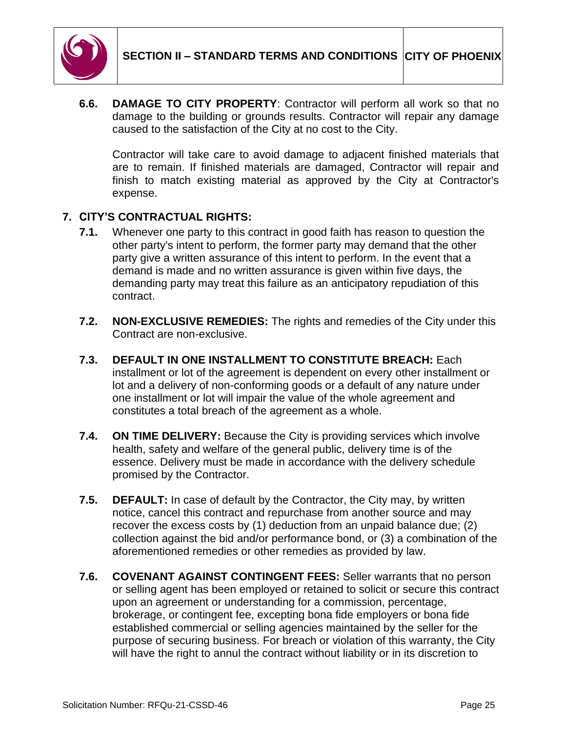**6.6. DAMAGE TO CITY PROPERTY**: Contractor will perform all work so that no damage to the building or grounds results. Contractor will repair any damage caused to the satisfaction of the City at no cost to the City.

Contractor will take care to avoid damage to adjacent finished materials that are to remain. If finished materials are damaged, Contractor will repair and finish to match existing material as approved by the City at Contractor's expense.

## 7. CITY'S CONTRACTUAL RIGHTS:

**7.1.** Whenever one party to this contract in good faith has reason to question the other party's intent to perform, the former party may demand that the other party give a written assurance of this intent to perform. In the event that a demand is made and no written assurance is given within five days, the demanding party may treat this failure as an anticipatory repudiation of this contract.

**7.2. NON-EXCLUSIVE REMEDIES:** The rights and remedies of the City under this Contract are non-exclusive.

**7.3. DEFAULT IN ONE INSTALLMENT TO CONSTITUTE BREACH:** Each installment or lot of the agreement is dependent on every other installment or lot and a delivery of non-conforming goods or a default of any nature under one installment or lot will impair the value of the whole agreement and constitutes a total breach of the agreement as a whole.

**7.4. ON TIME DELIVERY:** Because the City is providing services which involve health, safety and welfare of the general public, delivery time is of the essence. Delivery must be made in accordance with the delivery schedule promised by the Contractor.

**7.5. DEFAULT:** In case of default by the Contractor, the City may, by written notice, cancel this contract and repurchase from another source and may recover the excess costs by (1) deduction from an unpaid balance due; (2) collection against the bid and/or performance bond, or (3) a combination of the aforementioned remedies or other remedies as provided by law.

**7.6. COVENANT AGAINST CONTINGENT FEES:** Seller warrants that no person or selling agent has been employed or retained to solicit or secure this contract upon an agreement or understanding for a commission, percentage, brokerage, or contingent fee, excepting bona fide employers or bona fide established commercial or selling agencies maintained by the seller for the purpose of securing business. For breach or violation of this warranty, the City will have the right to annul the contract without liability or in its discretion to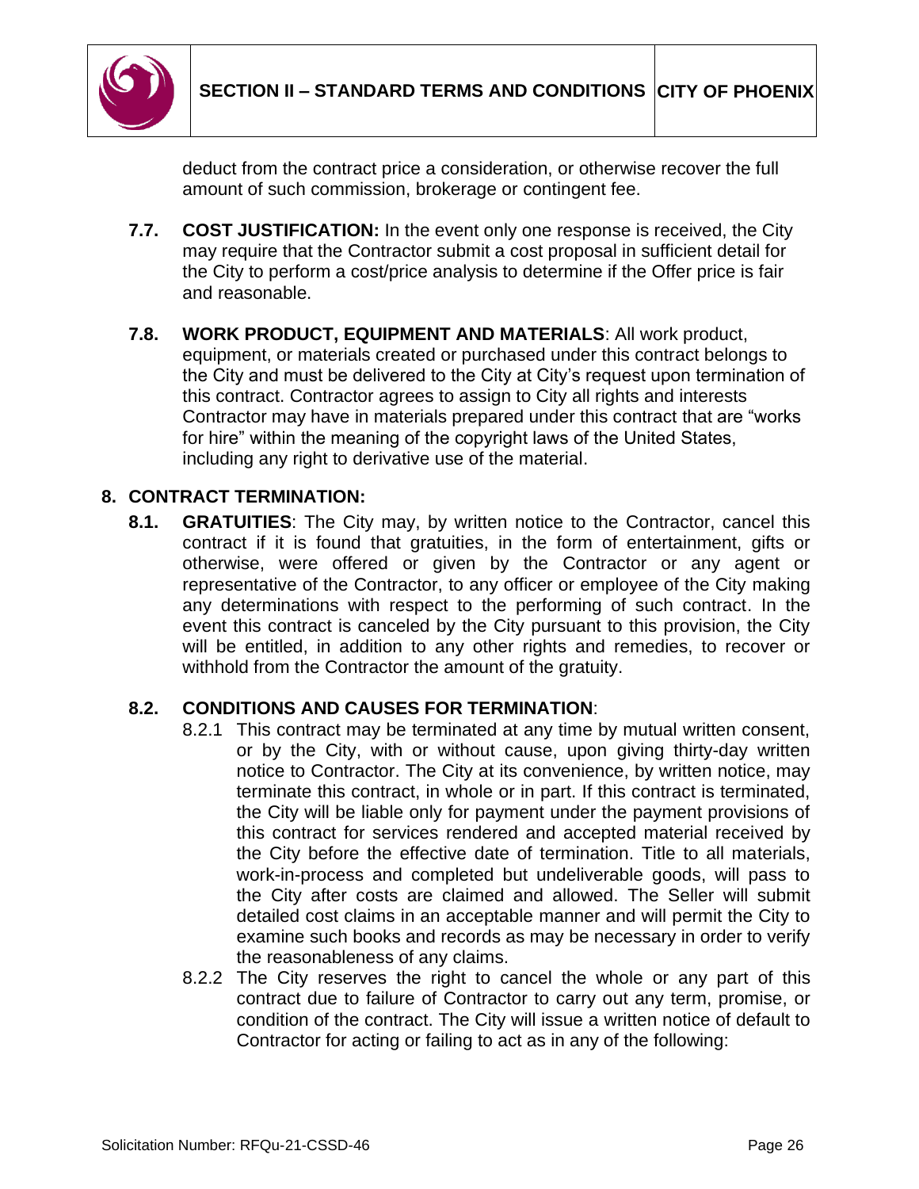deduct from the contract price a consideration, or otherwise recover the full amount of such commission, brokerage or contingent fee.

**7.7. COST JUSTIFICATION:** In the event only one response is received, the City may require that the Contractor submit a cost proposal in sufficient detail for the City to perform a cost/price analysis to determine if the Offer price is fair and reasonable.

**7.8. WORK PRODUCT, EQUIPMENT AND MATERIALS**: All work product, equipment, or materials created or purchased under this contract belongs to the City and must be delivered to the City at City's request upon termination of this contract. Contractor agrees to assign to City all rights and interests Contractor may have in materials prepared under this contract that are "works for hire" within the meaning of the copyright laws of the United States, including any right to derivative use of the material.

## 8. CONTRACT TERMINATION:

**8.1. GRATUITIES**: The City may, by written notice to the Contractor, cancel this contract if it is found that gratuities, in the form of entertainment, gifts or otherwise, were offered or given by the Contractor or any agent or representative of the Contractor, to any officer or employee of the City making any determinations with respect to the performing of such contract. In the event this contract is canceled by the City pursuant to this provision, the City will be entitled, in addition to any other rights and remedies, to recover or withhold from the Contractor the amount of the gratuity.

**8.2. CONDITIONS AND CAUSES FOR TERMINATION**:

8.2.1 This contract may be terminated at any time by mutual written consent, or by the City, with or without cause, upon giving thirty-day written notice to Contractor. The City at its convenience, by written notice, may terminate this contract, in whole or in part. If this contract is terminated, the City will be liable only for payment under the payment provisions of this contract for services rendered and accepted material received by the City before the effective date of termination. Title to all materials, work-in-process and completed but undeliverable goods, will pass to the City after costs are claimed and allowed. The Seller will submit detailed cost claims in an acceptable manner and will permit the City to examine such books and records as may be necessary in order to verify the reasonableness of any claims.

8.2.2 The City reserves the right to cancel the whole or any part of this contract due to failure of Contractor to carry out any term, promise, or condition of the contract. The City will issue a written notice of default to Contractor for acting or failing to act as in any of the following: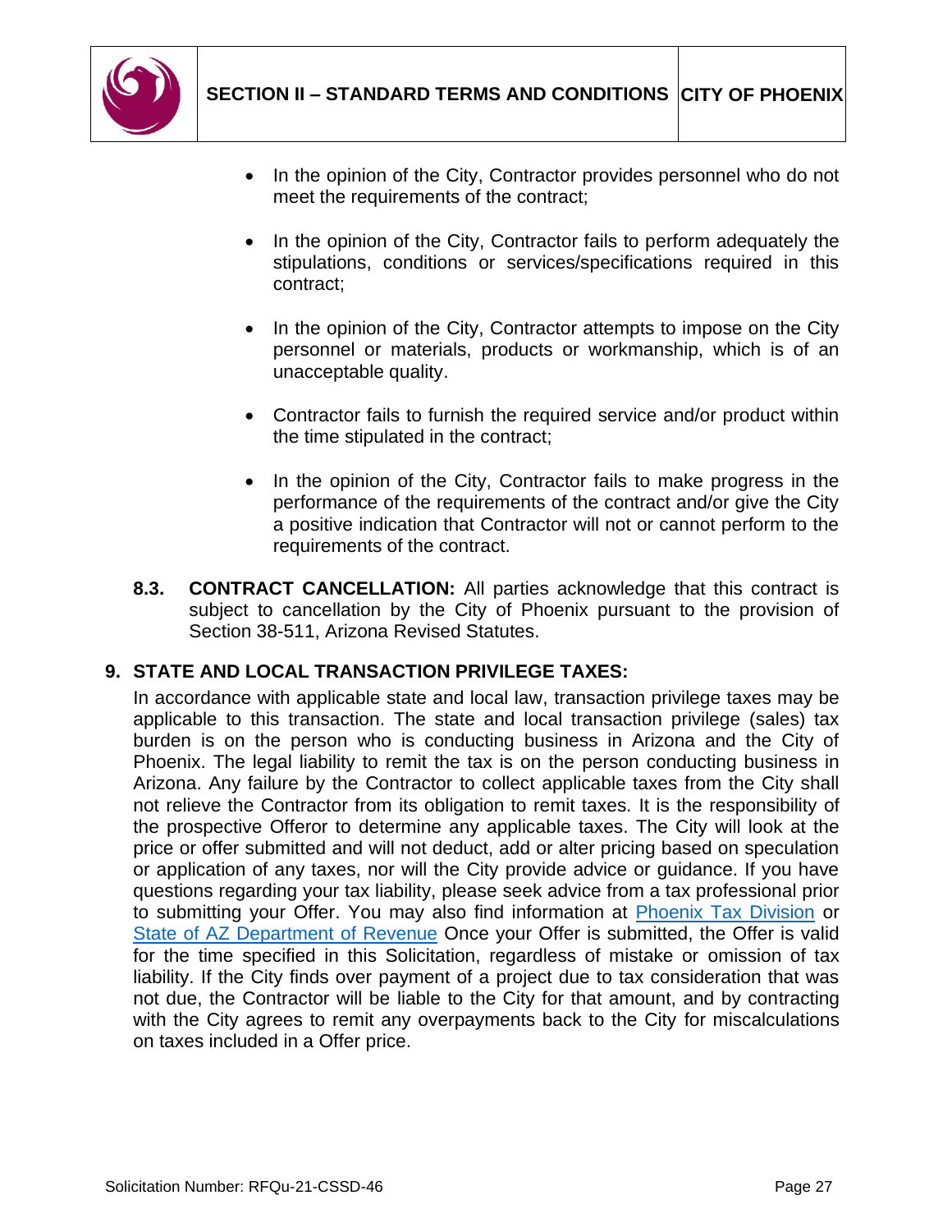- In the opinion of the City, Contractor provides personnel who do not meet the requirements of the contract;

- In the opinion of the City, Contractor fails to perform adequately the stipulations, conditions or services/specifications required in this contract;

- In the opinion of the City, Contractor attempts to impose on the City personnel or materials, products or workmanship, which is of an unacceptable quality.

- Contractor fails to furnish the required service and/or product within the time stipulated in the contract;

- In the opinion of the City, Contractor fails to make progress in the performance of the requirements of the contract and/or give the City a positive indication that Contractor will not or cannot perform to the requirements of the contract.

**8.3. CONTRACT CANCELLATION:** All parties acknowledge that this contract is subject to cancellation by the City of Phoenix pursuant to the provision of Section 38-511, Arizona Revised Statutes.

## 9. STATE AND LOCAL TRANSACTION PRIVILEGE TAXES:

In accordance with applicable state and local law, transaction privilege taxes may be applicable to this transaction. The state and local transaction privilege (sales) tax burden is on the person who is conducting business in Arizona and the City of Phoenix. The legal liability to remit the tax is on the person conducting business in Arizona. Any failure by the Contractor to collect applicable taxes from the City shall not relieve the Contractor from its obligation to remit taxes. It is the responsibility of the prospective Offeror to determine any applicable taxes. The City will look at the price or offer submitted and will not deduct, add or alter pricing based on speculation or application of any taxes, nor will the City provide advice or guidance. If you have questions regarding your tax liability, please seek advice from a tax professional prior to submitting your Offer. You may also find information at Phoenix Tax Division or State of AZ Department of Revenue Once your Offer is submitted, the Offer is valid for the time specified in this Solicitation, regardless of mistake or omission of tax liability. If the City finds over payment of a project due to tax consideration that was not due, the Contractor will be liable to the City for that amount, and by contracting with the City agrees to remit any overpayments back to the City for miscalculations on taxes included in a Offer price.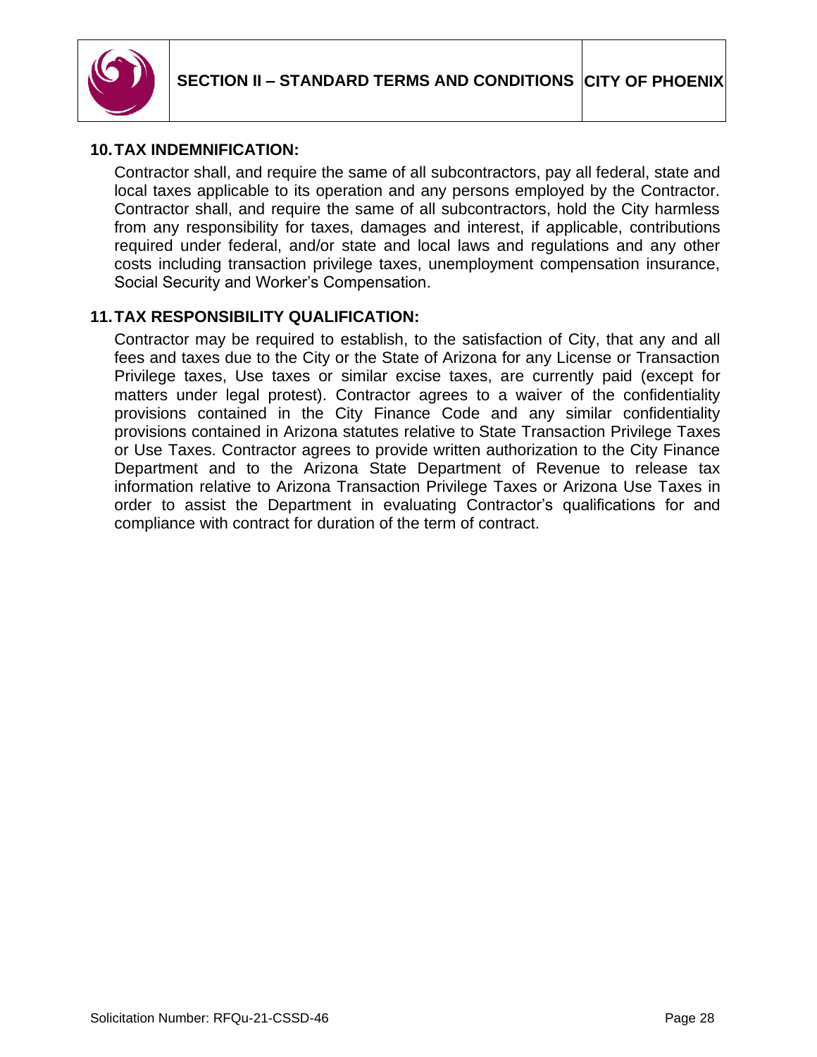## 10. TAX INDEMNIFICATION:

Contractor shall, and require the same of all subcontractors, pay all federal, state and local taxes applicable to its operation and any persons employed by the Contractor. Contractor shall, and require the same of all subcontractors, hold the City harmless from any responsibility for taxes, damages and interest, if applicable, contributions required under federal, and/or state and local laws and regulations and any other costs including transaction privilege taxes, unemployment compensation insurance, Social Security and Worker's Compensation.

## 11. TAX RESPONSIBILITY QUALIFICATION:

Contractor may be required to establish, to the satisfaction of City, that any and all fees and taxes due to the City or the State of Arizona for any License or Transaction Privilege taxes, Use taxes or similar excise taxes, are currently paid (except for matters under legal protest). Contractor agrees to a waiver of the confidentiality provisions contained in the City Finance Code and any similar confidentiality provisions contained in Arizona statutes relative to State Transaction Privilege Taxes or Use Taxes. Contractor agrees to provide written authorization to the City Finance Department and to the Arizona State Department of Revenue to release tax information relative to Arizona Transaction Privilege Taxes or Arizona Use Taxes in order to assist the Department in evaluating Contractor's qualifications for and compliance with contract for duration of the term of contract.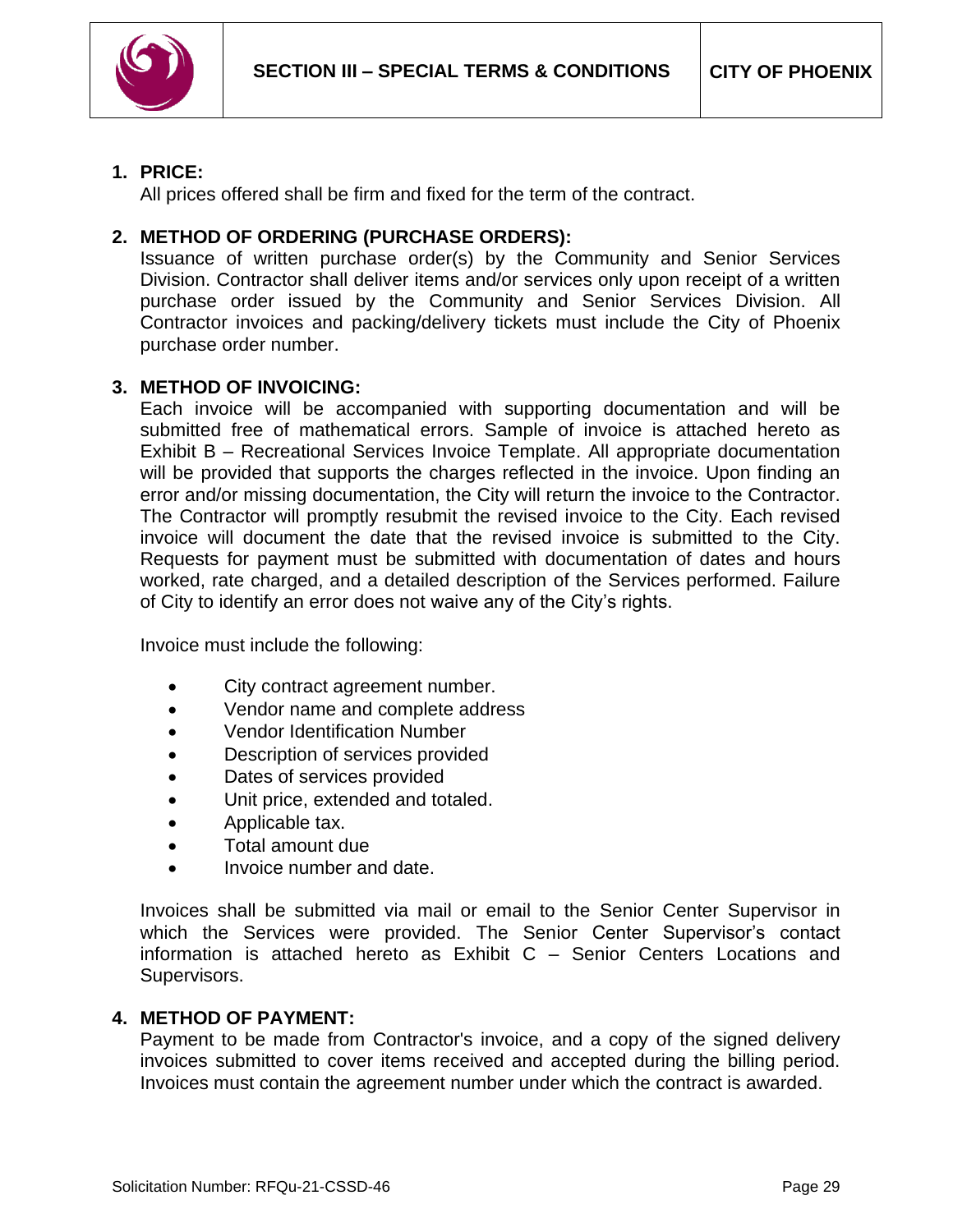## SECTION III – SPECIAL TERMS & CONDITIONS

**1. PRICE:**

All prices offered shall be firm and fixed for the term of the contract.

**2. METHOD OF ORDERING (PURCHASE ORDERS):**

Issuance of written purchase order(s) by the Community and Senior Services Division. Contractor shall deliver items and/or services only upon receipt of a written purchase order issued by the Community and Senior Services Division. All Contractor invoices and packing/delivery tickets must include the City of Phoenix purchase order number.

**3. METHOD OF INVOICING:**

Each invoice will be accompanied with supporting documentation and will be submitted free of mathematical errors. Sample of invoice is attached hereto as Exhibit B – Recreational Services Invoice Template. All appropriate documentation will be provided that supports the charges reflected in the invoice. Upon finding an error and/or missing documentation, the City will return the invoice to the Contractor. The Contractor will promptly resubmit the revised invoice to the City. Each revised invoice will document the date that the revised invoice is submitted to the City. Requests for payment must be submitted with documentation of dates and hours worked, rate charged, and a detailed description of the Services performed. Failure of City to identify an error does not waive any of the City's rights.

Invoice must include the following:

- City contract agreement number.
- Vendor name and complete address
- Vendor Identification Number
- Description of services provided
- Dates of services provided
- Unit price, extended and totaled.
- Applicable tax.
- Total amount due
- Invoice number and date.

Invoices shall be submitted via mail or email to the Senior Center Supervisor in which the Services were provided. The Senior Center Supervisor's contact information is attached hereto as Exhibit C – Senior Centers Locations and Supervisors.

**4. METHOD OF PAYMENT:**

Payment to be made from Contractor's invoice, and a copy of the signed delivery invoices submitted to cover items received and accepted during the billing period. Invoices must contain the agreement number under which the contract is awarded.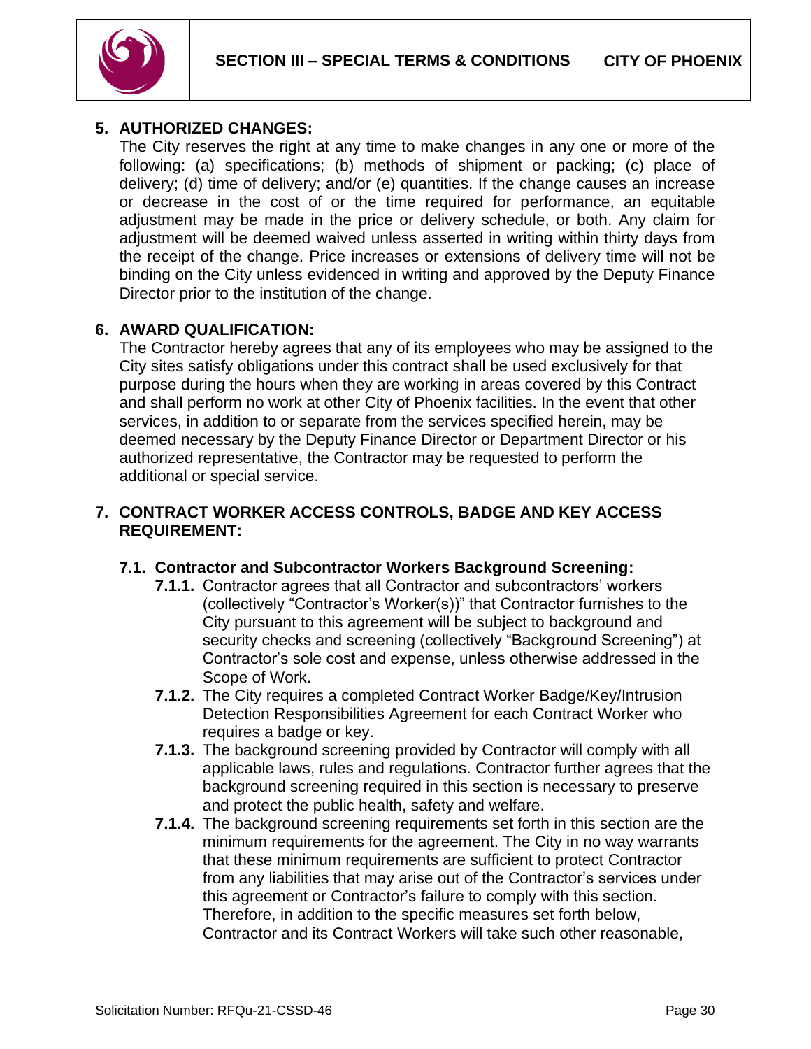## 5. AUTHORIZED CHANGES:

The City reserves the right at any time to make changes in any one or more of the following: (a) specifications; (b) methods of shipment or packing; (c) place of delivery; (d) time of delivery; and/or (e) quantities. If the change causes an increase or decrease in the cost of or the time required for performance, an equitable adjustment may be made in the price or delivery schedule, or both. Any claim for adjustment will be deemed waived unless asserted in writing within thirty days from the receipt of the change. Price increases or extensions of delivery time will not be binding on the City unless evidenced in writing and approved by the Deputy Finance Director prior to the institution of the change.

## 6. AWARD QUALIFICATION:

The Contractor hereby agrees that any of its employees who may be assigned to the City sites satisfy obligations under this contract shall be used exclusively for that purpose during the hours when they are working in areas covered by this Contract and shall perform no work at other City of Phoenix facilities. In the event that other services, in addition to or separate from the services specified herein, may be deemed necessary by the Deputy Finance Director or Department Director or his authorized representative, the Contractor may be requested to perform the additional or special service.

## 7. CONTRACT WORKER ACCESS CONTROLS, BADGE AND KEY ACCESS REQUIREMENT:

### 7.1. Contractor and Subcontractor Workers Background Screening:

**7.1.1.** Contractor agrees that all Contractor and subcontractors' workers (collectively "Contractor's Worker(s))" that Contractor furnishes to the City pursuant to this agreement will be subject to background and security checks and screening (collectively "Background Screening") at Contractor's sole cost and expense, unless otherwise addressed in the Scope of Work.

**7.1.2.** The City requires a completed Contract Worker Badge/Key/Intrusion Detection Responsibilities Agreement for each Contract Worker who requires a badge or key.

**7.1.3.** The background screening provided by Contractor will comply with all applicable laws, rules and regulations. Contractor further agrees that the background screening required in this section is necessary to preserve and protect the public health, safety and welfare.

**7.1.4.** The background screening requirements set forth in this section are the minimum requirements for the agreement. The City in no way warrants that these minimum requirements are sufficient to protect Contractor from any liabilities that may arise out of the Contractor's services under this agreement or Contractor's failure to comply with this section. Therefore, in addition to the specific measures set forth below, Contractor and its Contract Workers will take such other reasonable,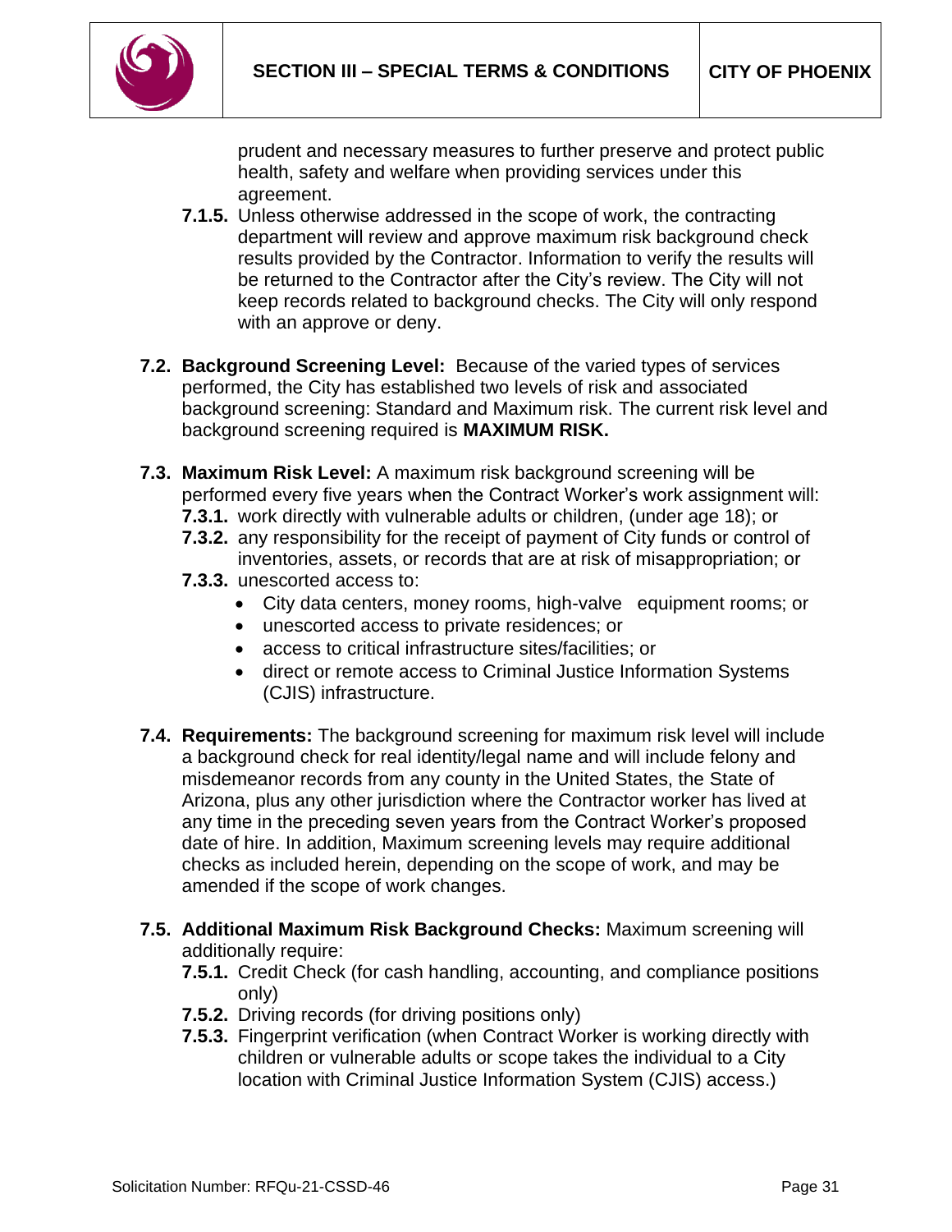prudent and necessary measures to further preserve and protect public health, safety and welfare when providing services under this agreement.

**7.1.5.** Unless otherwise addressed in the scope of work, the contracting department will review and approve maximum risk background check results provided by the Contractor. Information to verify the results will be returned to the Contractor after the City's review. The City will not keep records related to background checks. The City will only respond with an approve or deny.

**7.2. Background Screening Level:** Because of the varied types of services performed, the City has established two levels of risk and associated background screening: Standard and Maximum risk. The current risk level and background screening required is **MAXIMUM RISK.**

**7.3. Maximum Risk Level:** A maximum risk background screening will be performed every five years when the Contract Worker's work assignment will:

**7.3.1.** work directly with vulnerable adults or children, (under age 18); or

**7.3.2.** any responsibility for the receipt of payment of City funds or control of inventories, assets, or records that are at risk of misappropriation; or

**7.3.3.** unescorted access to:

- City data centers, money rooms, high-valve equipment rooms; or
- unescorted access to private residences; or
- access to critical infrastructure sites/facilities; or
- direct or remote access to Criminal Justice Information Systems (CJIS) infrastructure.

**7.4. Requirements:** The background screening for maximum risk level will include a background check for real identity/legal name and will include felony and misdemeanor records from any county in the United States, the State of Arizona, plus any other jurisdiction where the Contractor worker has lived at any time in the preceding seven years from the Contract Worker's proposed date of hire. In addition, Maximum screening levels may require additional checks as included herein, depending on the scope of work, and may be amended if the scope of work changes.

**7.5. Additional Maximum Risk Background Checks:** Maximum screening will additionally require:

**7.5.1.** Credit Check (for cash handling, accounting, and compliance positions only)

**7.5.2.** Driving records (for driving positions only)

**7.5.3.** Fingerprint verification (when Contract Worker is working directly with children or vulnerable adults or scope takes the individual to a City location with Criminal Justice Information System (CJIS) access.)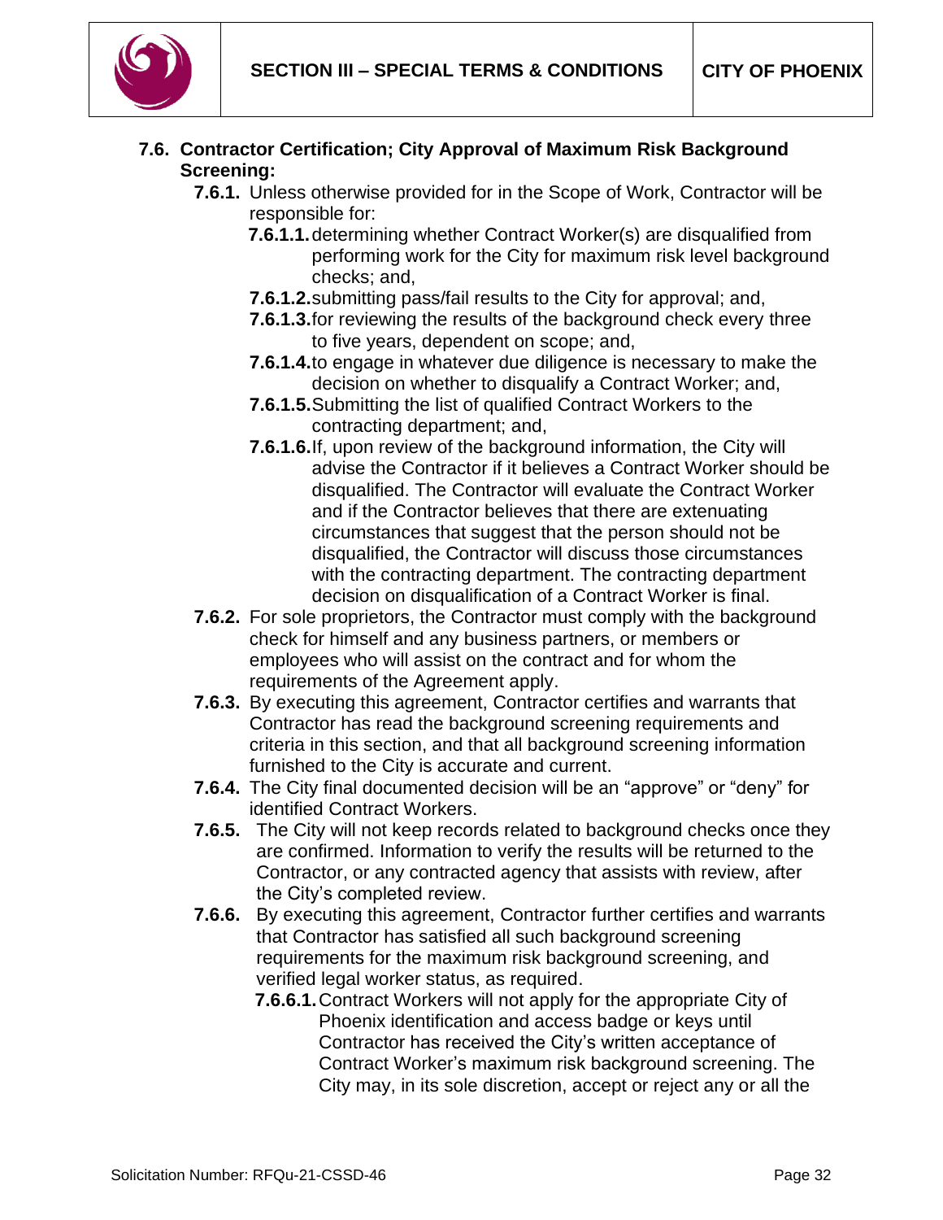**7.6. Contractor Certification; City Approval of Maximum Risk Background Screening:**

- **7.6.1.** Unless otherwise provided for in the Scope of Work, Contractor will be responsible for:
  - **7.6.1.1.** determining whether Contract Worker(s) are disqualified from performing work for the City for maximum risk level background checks; and,
  - **7.6.1.2.** submitting pass/fail results to the City for approval; and,
  - **7.6.1.3.** for reviewing the results of the background check every three to five years, dependent on scope; and,
  - **7.6.1.4.** to engage in whatever due diligence is necessary to make the decision on whether to disqualify a Contract Worker; and,
  - **7.6.1.5.** Submitting the list of qualified Contract Workers to the contracting department; and,
  - **7.6.1.6.** If, upon review of the background information, the City will advise the Contractor if it believes a Contract Worker should be disqualified. The Contractor will evaluate the Contract Worker and if the Contractor believes that there are extenuating circumstances that suggest that the person should not be disqualified, the Contractor will discuss those circumstances with the contracting department. The contracting department decision on disqualification of a Contract Worker is final.
- **7.6.2.** For sole proprietors, the Contractor must comply with the background check for himself and any business partners, or members or employees who will assist on the contract and for whom the requirements of the Agreement apply.
- **7.6.3.** By executing this agreement, Contractor certifies and warrants that Contractor has read the background screening requirements and criteria in this section, and that all background screening information furnished to the City is accurate and current.
- **7.6.4.** The City final documented decision will be an "approve" or "deny" for identified Contract Workers.
- **7.6.5.** The City will not keep records related to background checks once they are confirmed. Information to verify the results will be returned to the Contractor, or any contracted agency that assists with review, after the City's completed review.
- **7.6.6.** By executing this agreement, Contractor further certifies and warrants that Contractor has satisfied all such background screening requirements for the maximum risk background screening, and verified legal worker status, as required.
  - **7.6.6.1.** Contract Workers will not apply for the appropriate City of Phoenix identification and access badge or keys until Contractor has received the City's written acceptance of Contract Worker's maximum risk background screening. The City may, in its sole discretion, accept or reject any or all the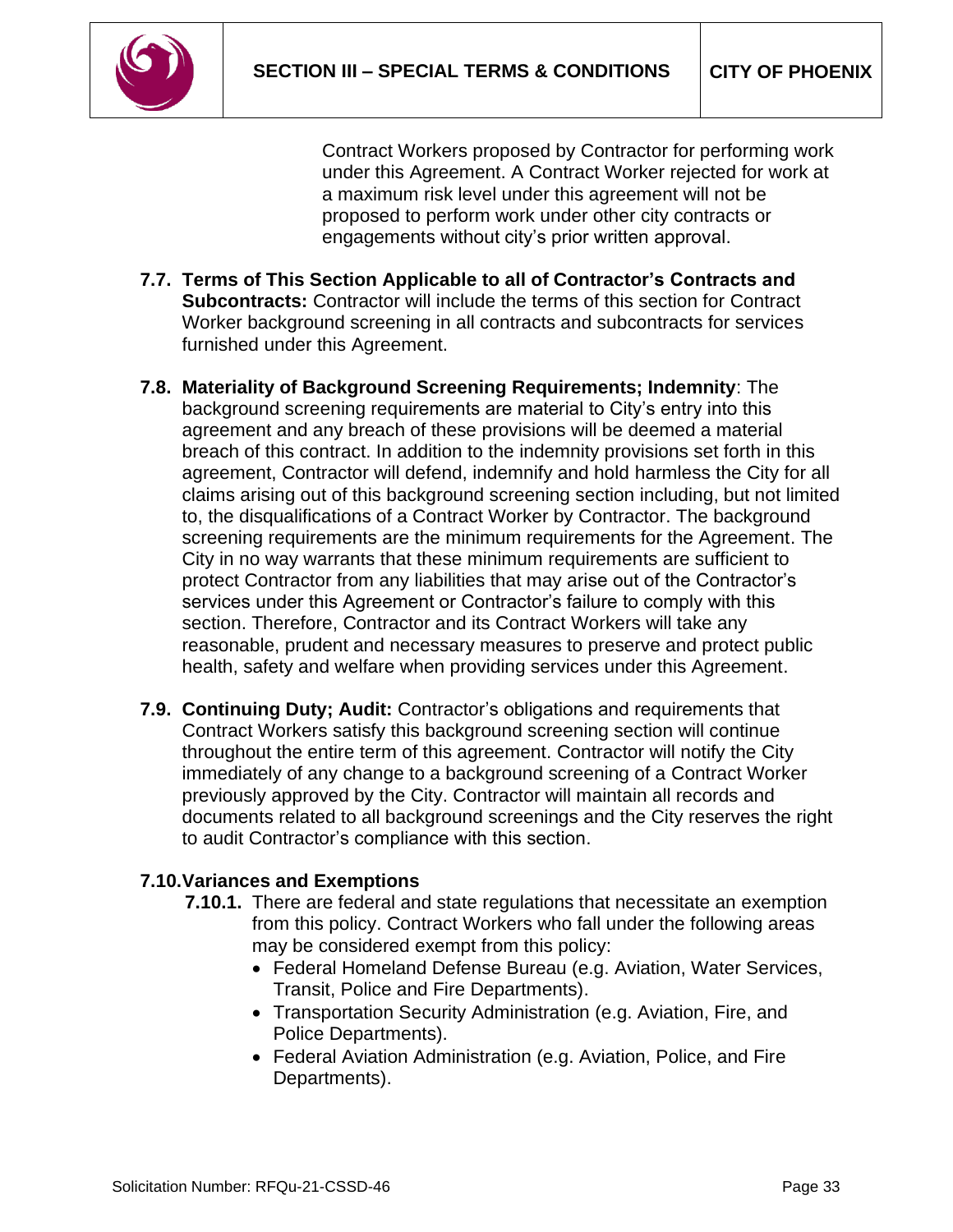Contract Workers proposed by Contractor for performing work under this Agreement. A Contract Worker rejected for work at a maximum risk level under this agreement will not be proposed to perform work under other city contracts or engagements without city's prior written approval.

**7.7. Terms of This Section Applicable to all of Contractor's Contracts and Subcontracts:** Contractor will include the terms of this section for Contract Worker background screening in all contracts and subcontracts for services furnished under this Agreement.

**7.8. Materiality of Background Screening Requirements; Indemnity**: The background screening requirements are material to City's entry into this agreement and any breach of these provisions will be deemed a material breach of this contract. In addition to the indemnity provisions set forth in this agreement, Contractor will defend, indemnify and hold harmless the City for all claims arising out of this background screening section including, but not limited to, the disqualifications of a Contract Worker by Contractor. The background screening requirements are the minimum requirements for the Agreement. The City in no way warrants that these minimum requirements are sufficient to protect Contractor from any liabilities that may arise out of the Contractor's services under this Agreement or Contractor's failure to comply with this section. Therefore, Contractor and its Contract Workers will take any reasonable, prudent and necessary measures to preserve and protect public health, safety and welfare when providing services under this Agreement.

**7.9. Continuing Duty; Audit:** Contractor's obligations and requirements that Contract Workers satisfy this background screening section will continue throughout the entire term of this agreement. Contractor will notify the City immediately of any change to a background screening of a Contract Worker previously approved by the City. Contractor will maintain all records and documents related to all background screenings and the City reserves the right to audit Contractor's compliance with this section.

**7.10. Variances and Exemptions**

**7.10.1.** There are federal and state regulations that necessitate an exemption from this policy. Contract Workers who fall under the following areas may be considered exempt from this policy:

- Federal Homeland Defense Bureau (e.g. Aviation, Water Services, Transit, Police and Fire Departments).
- Transportation Security Administration (e.g. Aviation, Fire, and Police Departments).
- Federal Aviation Administration (e.g. Aviation, Police, and Fire Departments).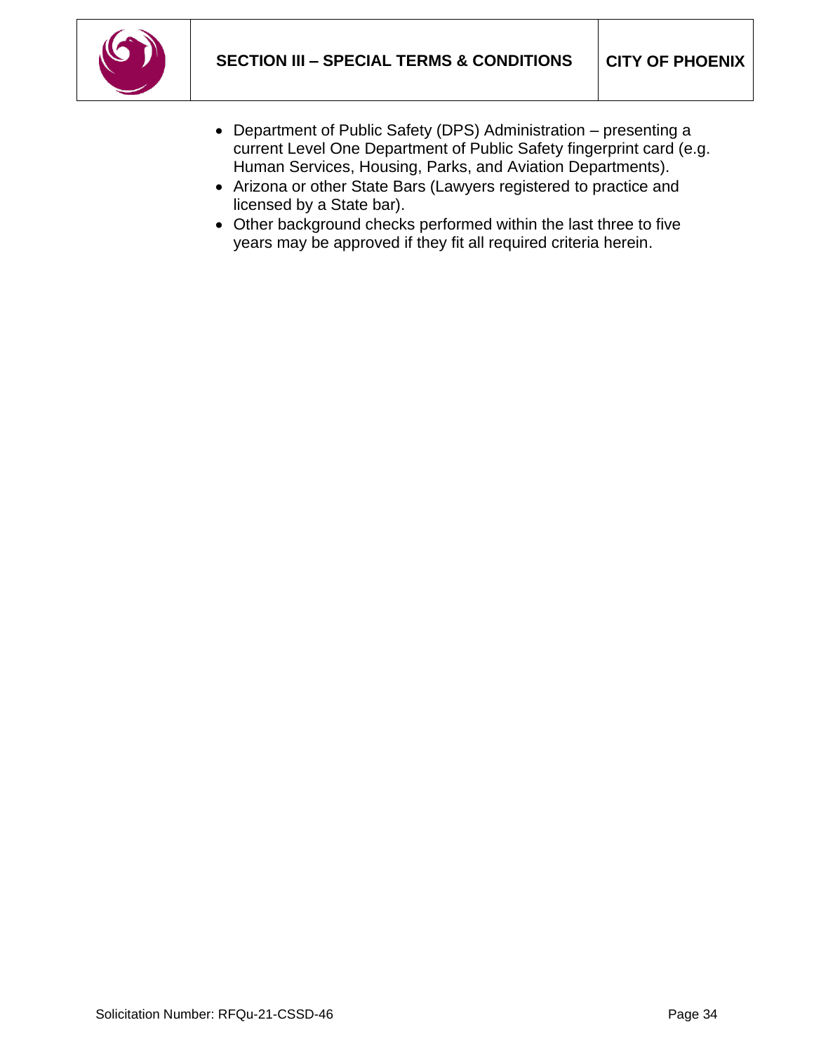- Department of Public Safety (DPS) Administration – presenting a current Level One Department of Public Safety fingerprint card (e.g. Human Services, Housing, Parks, and Aviation Departments).
- Arizona or other State Bars (Lawyers registered to practice and licensed by a State bar).
- Other background checks performed within the last three to five years may be approved if they fit all required criteria herein.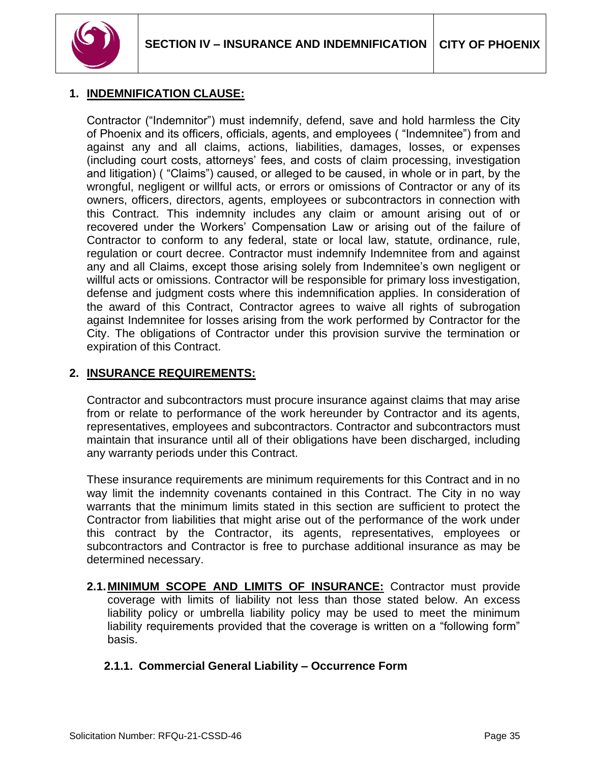## 1. INDEMNIFICATION CLAUSE:

Contractor ("Indemnitor") must indemnify, defend, save and hold harmless the City of Phoenix and its officers, officials, agents, and employees ( "Indemnitee") from and against any and all claims, actions, liabilities, damages, losses, or expenses (including court costs, attorneys' fees, and costs of claim processing, investigation and litigation) ( "Claims") caused, or alleged to be caused, in whole or in part, by the wrongful, negligent or willful acts, or errors or omissions of Contractor or any of its owners, officers, directors, agents, employees or subcontractors in connection with this Contract. This indemnity includes any claim or amount arising out of or recovered under the Workers' Compensation Law or arising out of the failure of Contractor to conform to any federal, state or local law, statute, ordinance, rule, regulation or court decree. Contractor must indemnify Indemnitee from and against any and all Claims, except those arising solely from Indemnitee's own negligent or willful acts or omissions. Contractor will be responsible for primary loss investigation, defense and judgment costs where this indemnification applies. In consideration of the award of this Contract, Contractor agrees to waive all rights of subrogation against Indemnitee for losses arising from the work performed by Contractor for the City. The obligations of Contractor under this provision survive the termination or expiration of this Contract.

## 2. INSURANCE REQUIREMENTS:

Contractor and subcontractors must procure insurance against claims that may arise from or relate to performance of the work hereunder by Contractor and its agents, representatives, employees and subcontractors. Contractor and subcontractors must maintain that insurance until all of their obligations have been discharged, including any warranty periods under this Contract.

These insurance requirements are minimum requirements for this Contract and in no way limit the indemnity covenants contained in this Contract. The City in no way warrants that the minimum limits stated in this section are sufficient to protect the Contractor from liabilities that might arise out of the performance of the work under this contract by the Contractor, its agents, representatives, employees or subcontractors and Contractor is free to purchase additional insurance as may be determined necessary.

**2.1. MINIMUM SCOPE AND LIMITS OF INSURANCE:** Contractor must provide coverage with limits of liability not less than those stated below. An excess liability policy or umbrella liability policy may be used to meet the minimum liability requirements provided that the coverage is written on a "following form" basis.

### 2.1.1. Commercial General Liability – Occurrence Form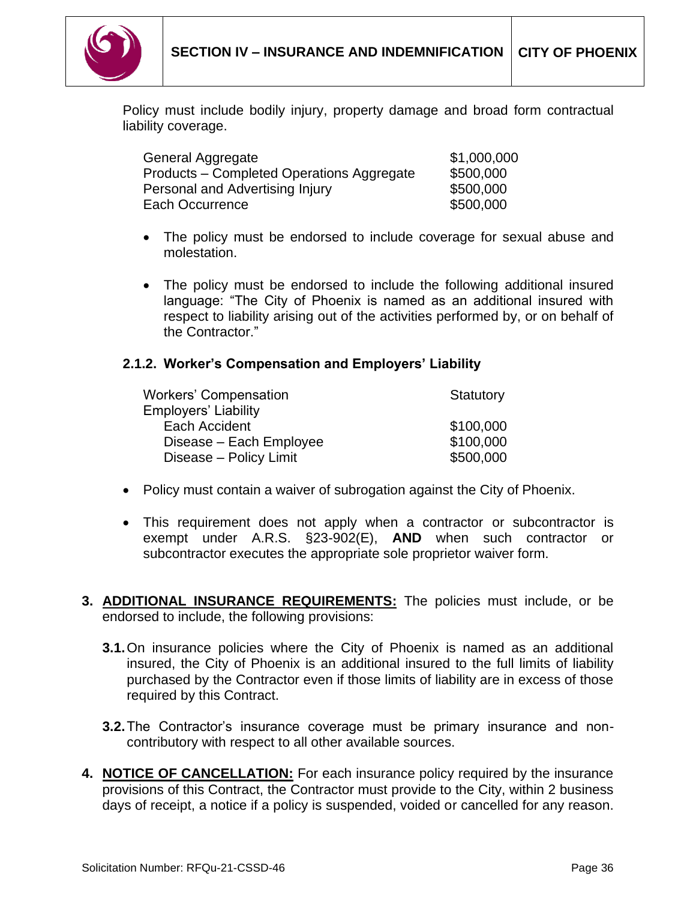Policy must include bodily injury, property damage and broad form contractual liability coverage.

| | |
|---|---|
| General Aggregate | $1,000,000 |
| Products – Completed Operations Aggregate | $500,000 |
| Personal and Advertising Injury | $500,000 |
| Each Occurrence | $500,000 |

- The policy must be endorsed to include coverage for sexual abuse and molestation.
- The policy must be endorsed to include the following additional insured language: "The City of Phoenix is named as an additional insured with respect to liability arising out of the activities performed by, or on behalf of the Contractor."

#### 2.1.2. Worker's Compensation and Employers' Liability

| | |
|---|---|
| Workers' Compensation | Statutory |
| Employers' Liability | |
| Each Accident | $100,000 |
| Disease – Each Employee | $100,000 |
| Disease – Policy Limit | $500,000 |

- Policy must contain a waiver of subrogation against the City of Phoenix.
- This requirement does not apply when a contractor or subcontractor is exempt under A.R.S. §23-902(E), **AND** when such contractor or subcontractor executes the appropriate sole proprietor waiver form.

**3. <u>ADDITIONAL INSURANCE REQUIREMENTS:</u>** The policies must include, or be endorsed to include, the following provisions:

**3.1.** On insurance policies where the City of Phoenix is named as an additional insured, the City of Phoenix is an additional insured to the full limits of liability purchased by the Contractor even if those limits of liability are in excess of those required by this Contract.

**3.2.** The Contractor's insurance coverage must be primary insurance and non-contributory with respect to all other available sources.

**4. <u>NOTICE OF CANCELLATION:</u>** For each insurance policy required by the insurance provisions of this Contract, the Contractor must provide to the City, within 2 business days of receipt, a notice if a policy is suspended, voided or cancelled for any reason.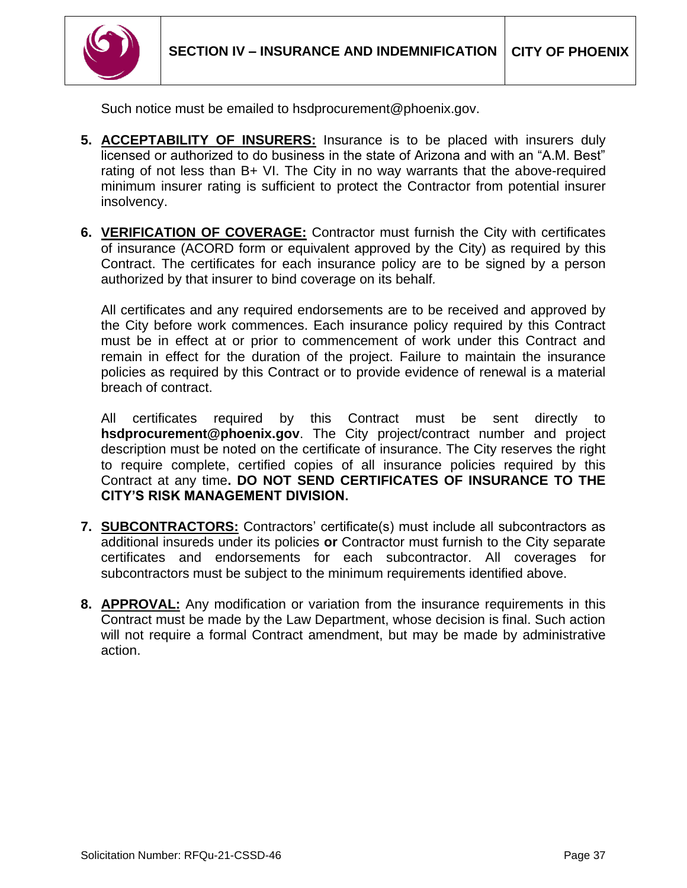Such notice must be emailed to hsdprocurement@phoenix.gov.

5. **ACCEPTABILITY OF INSURERS:** Insurance is to be placed with insurers duly licensed or authorized to do business in the state of Arizona and with an "A.M. Best" rating of not less than B+ VI. The City in no way warrants that the above-required minimum insurer rating is sufficient to protect the Contractor from potential insurer insolvency.

6. **VERIFICATION OF COVERAGE:** Contractor must furnish the City with certificates of insurance (ACORD form or equivalent approved by the City) as required by this Contract. The certificates for each insurance policy are to be signed by a person authorized by that insurer to bind coverage on its behalf.

   All certificates and any required endorsements are to be received and approved by the City before work commences. Each insurance policy required by this Contract must be in effect at or prior to commencement of work under this Contract and remain in effect for the duration of the project. Failure to maintain the insurance policies as required by this Contract or to provide evidence of renewal is a material breach of contract.

   All certificates required by this Contract must be sent directly to **hsdprocurement@phoenix.gov**. The City project/contract number and project description must be noted on the certificate of insurance. The City reserves the right to require complete, certified copies of all insurance policies required by this Contract at any time**. DO NOT SEND CERTIFICATES OF INSURANCE TO THE CITY'S RISK MANAGEMENT DIVISION.**

7. **SUBCONTRACTORS:** Contractors' certificate(s) must include all subcontractors as additional insureds under its policies **or** Contractor must furnish to the City separate certificates and endorsements for each subcontractor. All coverages for subcontractors must be subject to the minimum requirements identified above.

8. **APPROVAL:** Any modification or variation from the insurance requirements in this Contract must be made by the Law Department, whose decision is final. Such action will not require a formal Contract amendment, but may be made by administrative action.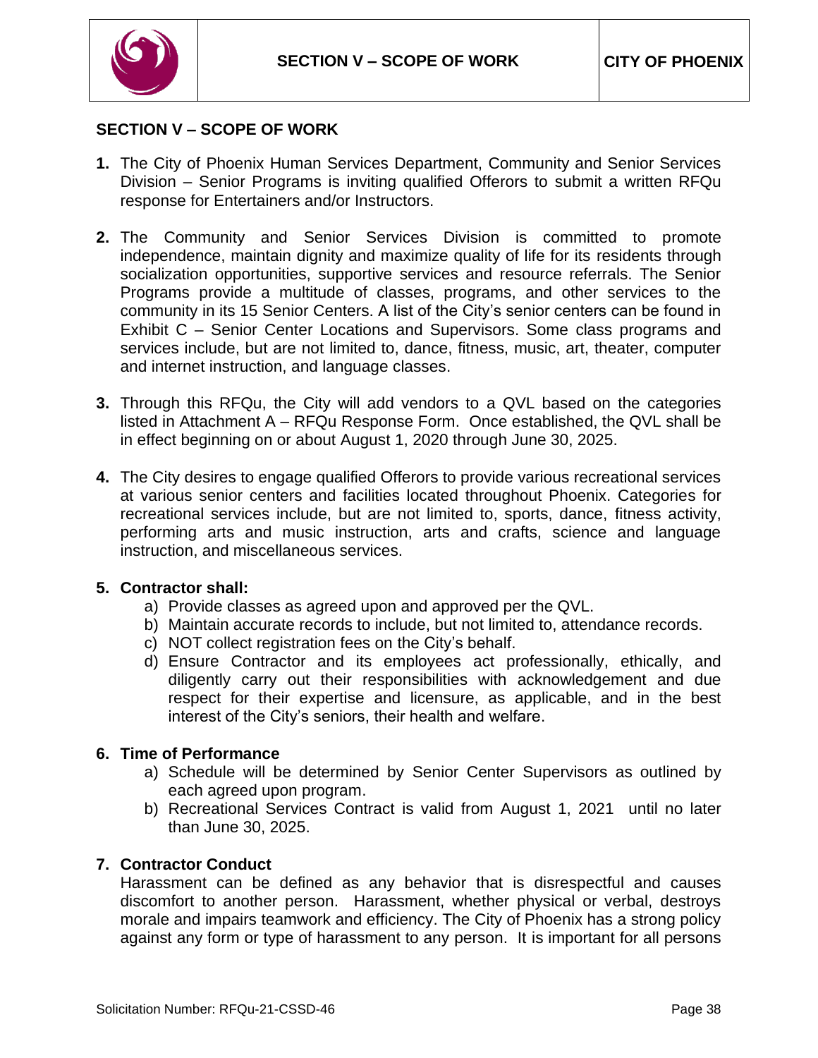## SECTION V – SCOPE OF WORK

1. The City of Phoenix Human Services Department, Community and Senior Services Division – Senior Programs is inviting qualified Offerors to submit a written RFQu response for Entertainers and/or Instructors.

2. The Community and Senior Services Division is committed to promote independence, maintain dignity and maximize quality of life for its residents through socialization opportunities, supportive services and resource referrals. The Senior Programs provide a multitude of classes, programs, and other services to the community in its 15 Senior Centers. A list of the City's senior centers can be found in Exhibit C – Senior Center Locations and Supervisors. Some class programs and services include, but are not limited to, dance, fitness, music, art, theater, computer and internet instruction, and language classes.

3. Through this RFQu, the City will add vendors to a QVL based on the categories listed in Attachment A – RFQu Response Form. Once established, the QVL shall be in effect beginning on or about August 1, 2020 through June 30, 2025.

4. The City desires to engage qualified Offerors to provide various recreational services at various senior centers and facilities located throughout Phoenix. Categories for recreational services include, but are not limited to, sports, dance, fitness activity, performing arts and music instruction, arts and crafts, science and language instruction, and miscellaneous services.

5. **Contractor shall:**
   a) Provide classes as agreed upon and approved per the QVL.
   b) Maintain accurate records to include, but not limited to, attendance records.
   c) NOT collect registration fees on the City's behalf.
   d) Ensure Contractor and its employees act professionally, ethically, and diligently carry out their responsibilities with acknowledgement and due respect for their expertise and licensure, as applicable, and in the best interest of the City's seniors, their health and welfare.

6. **Time of Performance**
   a) Schedule will be determined by Senior Center Supervisors as outlined by each agreed upon program.
   b) Recreational Services Contract is valid from August 1, 2021 until no later than June 30, 2025.

7. **Contractor Conduct**
   Harassment can be defined as any behavior that is disrespectful and causes discomfort to another person. Harassment, whether physical or verbal, destroys morale and impairs teamwork and efficiency. The City of Phoenix has a strong policy against any form or type of harassment to any person. It is important for all persons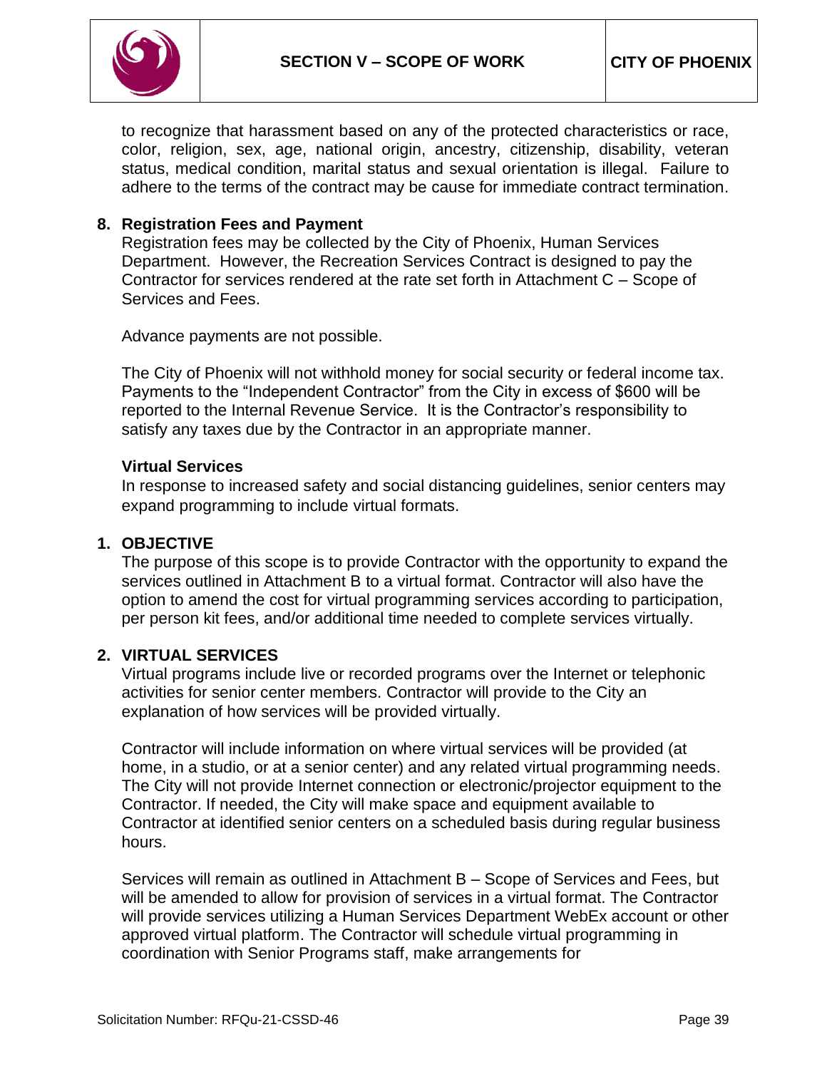to recognize that harassment based on any of the protected characteristics or race, color, religion, sex, age, national origin, ancestry, citizenship, disability, veteran status, medical condition, marital status and sexual orientation is illegal. Failure to adhere to the terms of the contract may be cause for immediate contract termination.

**8. Registration Fees and Payment**

Registration fees may be collected by the City of Phoenix, Human Services Department. However, the Recreation Services Contract is designed to pay the Contractor for services rendered at the rate set forth in Attachment C – Scope of Services and Fees.

Advance payments are not possible.

The City of Phoenix will not withhold money for social security or federal income tax. Payments to the "Independent Contractor" from the City in excess of $600 will be reported to the Internal Revenue Service. It is the Contractor's responsibility to satisfy any taxes due by the Contractor in an appropriate manner.

**Virtual Services**

In response to increased safety and social distancing guidelines, senior centers may expand programming to include virtual formats.

**1. OBJECTIVE**

The purpose of this scope is to provide Contractor with the opportunity to expand the services outlined in Attachment B to a virtual format. Contractor will also have the option to amend the cost for virtual programming services according to participation, per person kit fees, and/or additional time needed to complete services virtually.

**2. VIRTUAL SERVICES**

Virtual programs include live or recorded programs over the Internet or telephonic activities for senior center members. Contractor will provide to the City an explanation of how services will be provided virtually.

Contractor will include information on where virtual services will be provided (at home, in a studio, or at a senior center) and any related virtual programming needs. The City will not provide Internet connection or electronic/projector equipment to the Contractor. If needed, the City will make space and equipment available to Contractor at identified senior centers on a scheduled basis during regular business hours.

Services will remain as outlined in Attachment B – Scope of Services and Fees, but will be amended to allow for provision of services in a virtual format. The Contractor will provide services utilizing a Human Services Department WebEx account or other approved virtual platform. The Contractor will schedule virtual programming in coordination with Senior Programs staff, make arrangements for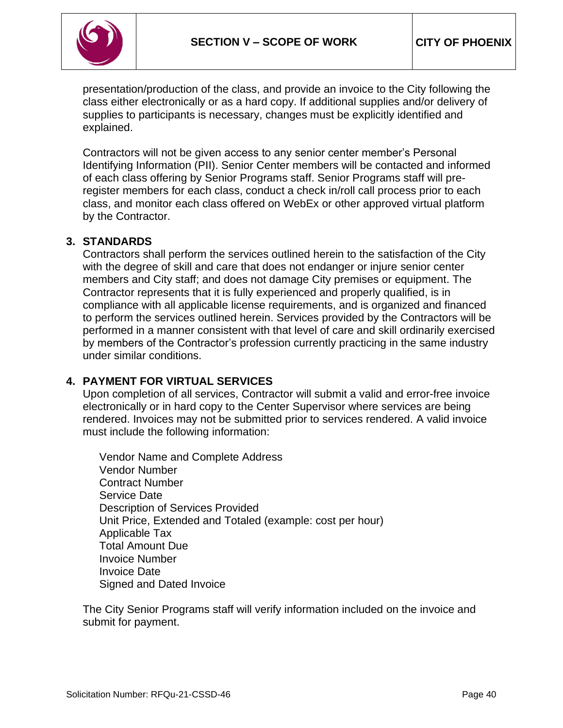presentation/production of the class, and provide an invoice to the City following the class either electronically or as a hard copy. If additional supplies and/or delivery of supplies to participants is necessary, changes must be explicitly identified and explained.

Contractors will not be given access to any senior center member's Personal Identifying Information (PII). Senior Center members will be contacted and informed of each class offering by Senior Programs staff. Senior Programs staff will pre-register members for each class, conduct a check in/roll call process prior to each class, and monitor each class offered on WebEx or other approved virtual platform by the Contractor.

## 3. STANDARDS

Contractors shall perform the services outlined herein to the satisfaction of the City with the degree of skill and care that does not endanger or injure senior center members and City staff; and does not damage City premises or equipment. The Contractor represents that it is fully experienced and properly qualified, is in compliance with all applicable license requirements, and is organized and financed to perform the services outlined herein. Services provided by the Contractors will be performed in a manner consistent with that level of care and skill ordinarily exercised by members of the Contractor's profession currently practicing in the same industry under similar conditions.

## 4. PAYMENT FOR VIRTUAL SERVICES

Upon completion of all services, Contractor will submit a valid and error-free invoice electronically or in hard copy to the Center Supervisor where services are being rendered. Invoices may not be submitted prior to services rendered. A valid invoice must include the following information:

- Vendor Name and Complete Address
- Vendor Number
- Contract Number
- Service Date
- Description of Services Provided
- Unit Price, Extended and Totaled (example: cost per hour)
- Applicable Tax
- Total Amount Due
- Invoice Number
- Invoice Date
- Signed and Dated Invoice

The City Senior Programs staff will verify information included on the invoice and submit for payment.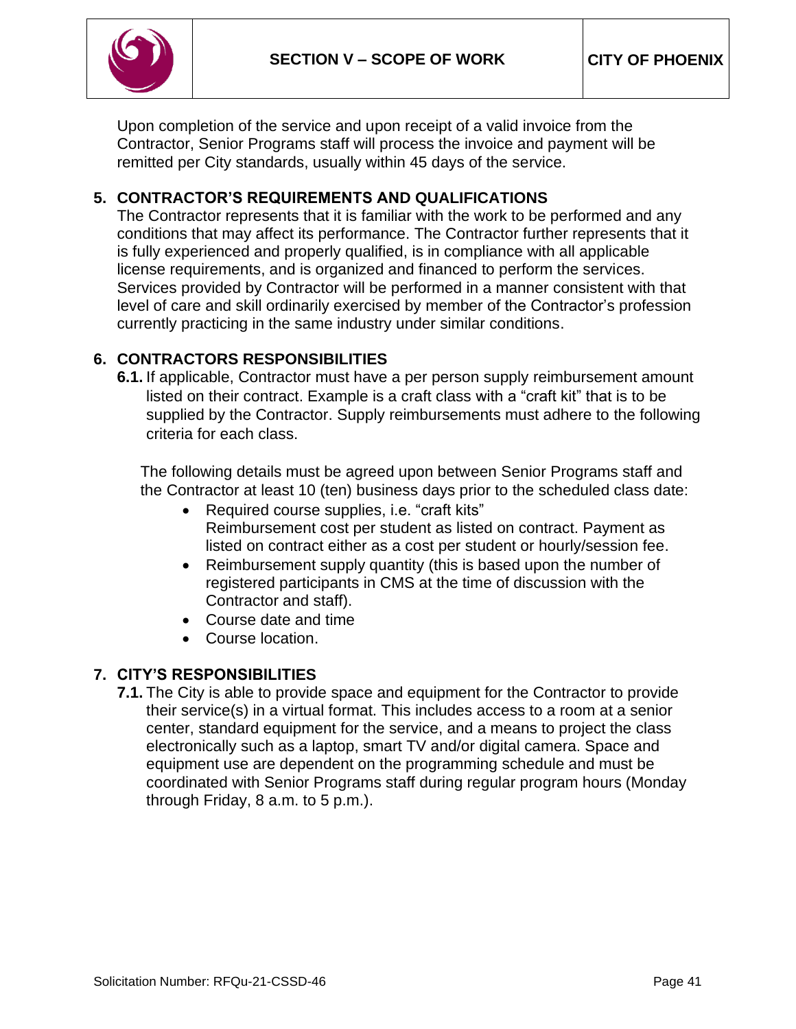Upon completion of the service and upon receipt of a valid invoice from the Contractor, Senior Programs staff will process the invoice and payment will be remitted per City standards, usually within 45 days of the service.

## 5. CONTRACTOR'S REQUIREMENTS AND QUALIFICATIONS

The Contractor represents that it is familiar with the work to be performed and any conditions that may affect its performance. The Contractor further represents that it is fully experienced and properly qualified, is in compliance with all applicable license requirements, and is organized and financed to perform the services. Services provided by Contractor will be performed in a manner consistent with that level of care and skill ordinarily exercised by member of the Contractor's profession currently practicing in the same industry under similar conditions.

## 6. CONTRACTORS RESPONSIBILITIES

**6.1.** If applicable, Contractor must have a per person supply reimbursement amount listed on their contract. Example is a craft class with a "craft kit" that is to be supplied by the Contractor. Supply reimbursements must adhere to the following criteria for each class.

The following details must be agreed upon between Senior Programs staff and the Contractor at least 10 (ten) business days prior to the scheduled class date:

- Required course supplies, i.e. "craft kits"
  Reimbursement cost per student as listed on contract. Payment as listed on contract either as a cost per student or hourly/session fee.
- Reimbursement supply quantity (this is based upon the number of registered participants in CMS at the time of discussion with the Contractor and staff).
- Course date and time
- Course location.

## 7. CITY'S RESPONSIBILITIES

**7.1.** The City is able to provide space and equipment for the Contractor to provide their service(s) in a virtual format. This includes access to a room at a senior center, standard equipment for the service, and a means to project the class electronically such as a laptop, smart TV and/or digital camera. Space and equipment use are dependent on the programming schedule and must be coordinated with Senior Programs staff during regular program hours (Monday through Friday, 8 a.m. to 5 p.m.).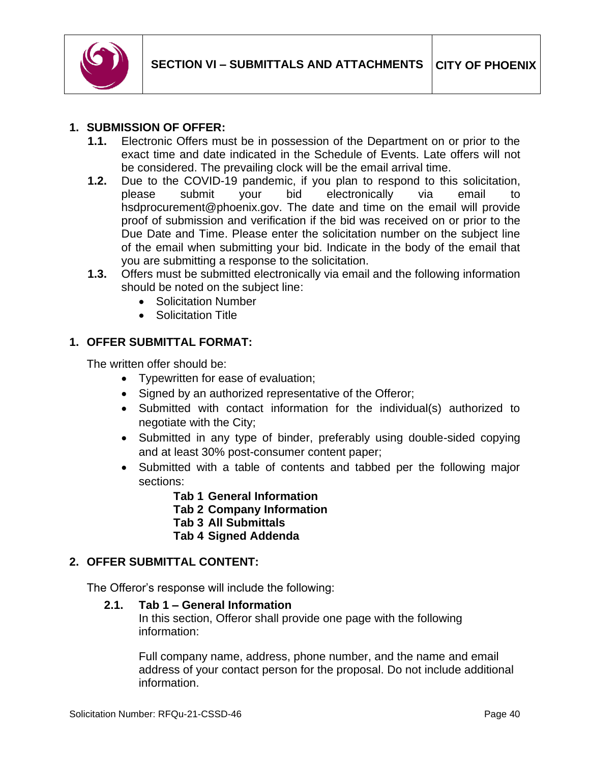## 1. SUBMISSION OF OFFER:

**1.1.** Electronic Offers must be in possession of the Department on or prior to the exact time and date indicated in the Schedule of Events. Late offers will not be considered. The prevailing clock will be the email arrival time.

**1.2.** Due to the COVID-19 pandemic, if you plan to respond to this solicitation, please submit your bid electronically via email to hsdprocurement@phoenix.gov. The date and time on the email will provide proof of submission and verification if the bid was received on or prior to the Due Date and Time. Please enter the solicitation number on the subject line of the email when submitting your bid. Indicate in the body of the email that you are submitting a response to the solicitation.

**1.3.** Offers must be submitted electronically via email and the following information should be noted on the subject line:

- Solicitation Number
- Solicitation Title

## 1. OFFER SUBMITTAL FORMAT:

The written offer should be:

- Typewritten for ease of evaluation;
- Signed by an authorized representative of the Offeror;
- Submitted with contact information for the individual(s) authorized to negotiate with the City;
- Submitted in any type of binder, preferably using double-sided copying and at least 30% post-consumer content paper;
- Submitted with a table of contents and tabbed per the following major sections:

**Tab 1 General Information**
**Tab 2 Company Information**
**Tab 3 All Submittals**
**Tab 4 Signed Addenda**

## 2. OFFER SUBMITTAL CONTENT:

The Offeror's response will include the following:

**2.1. Tab 1 – General Information**

In this section, Offeror shall provide one page with the following information:

Full company name, address, phone number, and the name and email address of your contact person for the proposal. Do not include additional information.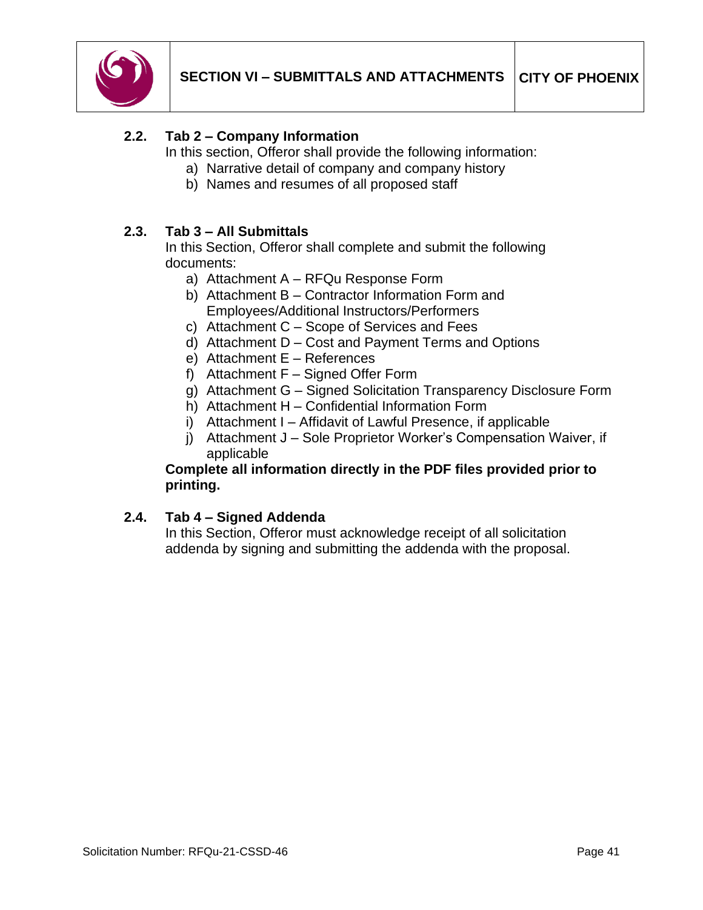### 2.2. Tab 2 – Company Information

In this section, Offeror shall provide the following information:

a) Narrative detail of company and company history
b) Names and resumes of all proposed staff

### 2.3. Tab 3 – All Submittals

In this Section, Offeror shall complete and submit the following documents:

a) Attachment A – RFQu Response Form
b) Attachment B – Contractor Information Form and Employees/Additional Instructors/Performers
c) Attachment C – Scope of Services and Fees
d) Attachment D – Cost and Payment Terms and Options
e) Attachment E – References
f) Attachment F – Signed Offer Form
g) Attachment G – Signed Solicitation Transparency Disclosure Form
h) Attachment H – Confidential Information Form
i) Attachment I – Affidavit of Lawful Presence, if applicable
j) Attachment J – Sole Proprietor Worker's Compensation Waiver, if applicable

**Complete all information directly in the PDF files provided prior to printing.**

### 2.4. Tab 4 – Signed Addenda

In this Section, Offeror must acknowledge receipt of all solicitation addenda by signing and submitting the addenda with the proposal.